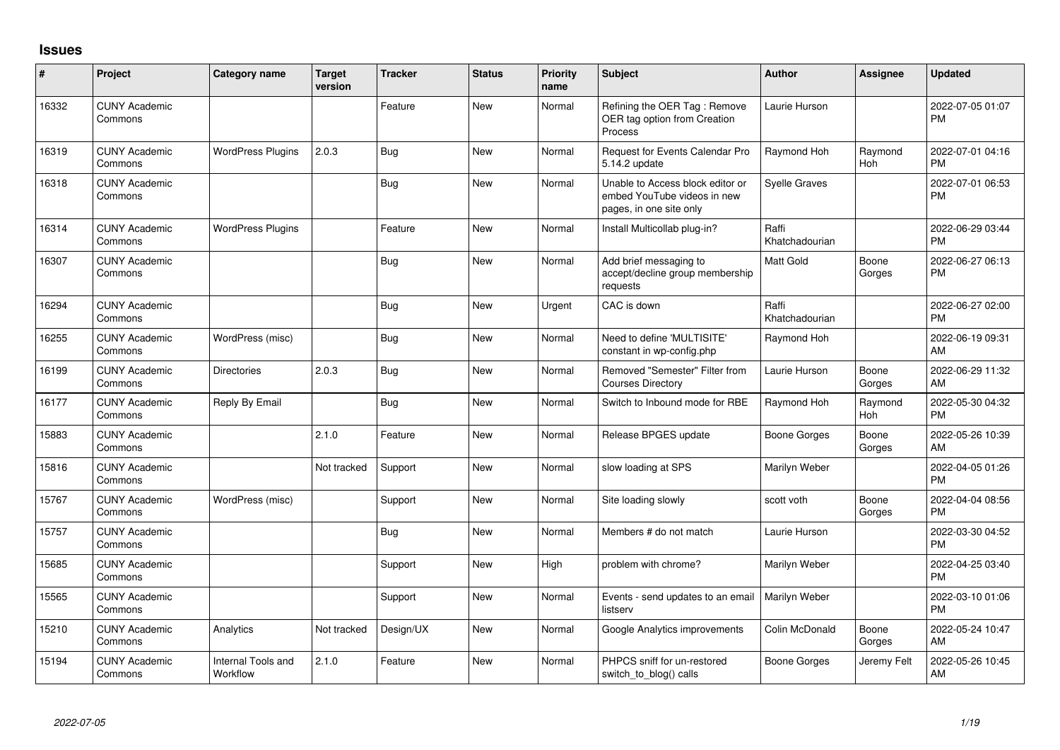# Issues

| # | Project | Category name | Target version | Tracker | Status | Priority name | Subject | Author | Assignee | Updated |
|---|---|---|---|---|---|---|---|---|---|---|
| 16332 | CUNY Academic Commons | | | Feature | New | Normal | Refining the OER Tag : Remove OER tag option from Creation Process | Laurie Hurson | | 2022-07-05 01:07 PM |
| 16319 | CUNY Academic Commons | WordPress Plugins | 2.0.3 | Bug | New | Normal | Request for Events Calendar Pro 5.14.2 update | Raymond Hoh | Raymond Hoh | 2022-07-01 04:16 PM |
| 16318 | CUNY Academic Commons | | | Bug | New | Normal | Unable to Access block editor or embed YouTube videos in new pages, in one site only | Syelle Graves | | 2022-07-01 06:53 PM |
| 16314 | CUNY Academic Commons | WordPress Plugins | | Feature | New | Normal | Install Multicollab plug-in? | Raffi Khatchadourian | | 2022-06-29 03:44 PM |
| 16307 | CUNY Academic Commons | | | Bug | New | Normal | Add brief messaging to accept/decline group membership requests | Matt Gold | Boone Gorges | 2022-06-27 06:13 PM |
| 16294 | CUNY Academic Commons | | | Bug | New | Urgent | CAC is down | Raffi Khatchadourian | | 2022-06-27 02:00 PM |
| 16255 | CUNY Academic Commons | WordPress (misc) | | Bug | New | Normal | Need to define 'MULTISITE' constant in wp-config.php | Raymond Hoh | | 2022-06-19 09:31 AM |
| 16199 | CUNY Academic Commons | Directories | 2.0.3 | Bug | New | Normal | Removed "Semester" Filter from Courses Directory | Laurie Hurson | Boone Gorges | 2022-06-29 11:32 AM |
| 16177 | CUNY Academic Commons | Reply By Email | | Bug | New | Normal | Switch to Inbound mode for RBE | Raymond Hoh | Raymond Hoh | 2022-05-30 04:32 PM |
| 15883 | CUNY Academic Commons | | 2.1.0 | Feature | New | Normal | Release BPGES update | Boone Gorges | Boone Gorges | 2022-05-26 10:39 AM |
| 15816 | CUNY Academic Commons | | Not tracked | Support | New | Normal | slow loading at SPS | Marilyn Weber | | 2022-04-05 01:26 PM |
| 15767 | CUNY Academic Commons | WordPress (misc) | | Support | New | Normal | Site loading slowly | scott voth | Boone Gorges | 2022-04-04 08:56 PM |
| 15757 | CUNY Academic Commons | | | Bug | New | Normal | Members # do not match | Laurie Hurson | | 2022-03-30 04:52 PM |
| 15685 | CUNY Academic Commons | | | Support | New | High | problem with chrome? | Marilyn Weber | | 2022-04-25 03:40 PM |
| 15565 | CUNY Academic Commons | | | Support | New | Normal | Events - send updates to an email listserv | Marilyn Weber | | 2022-03-10 01:06 PM |
| 15210 | CUNY Academic Commons | Analytics | Not tracked | Design/UX | New | Normal | Google Analytics improvements | Colin McDonald | Boone Gorges | 2022-05-24 10:47 AM |
| 15194 | CUNY Academic Commons | Internal Tools and Workflow | 2.1.0 | Feature | New | Normal | PHPCS sniff for un-restored switch_to_blog() calls | Boone Gorges | Jeremy Felt | 2022-05-26 10:45 AM |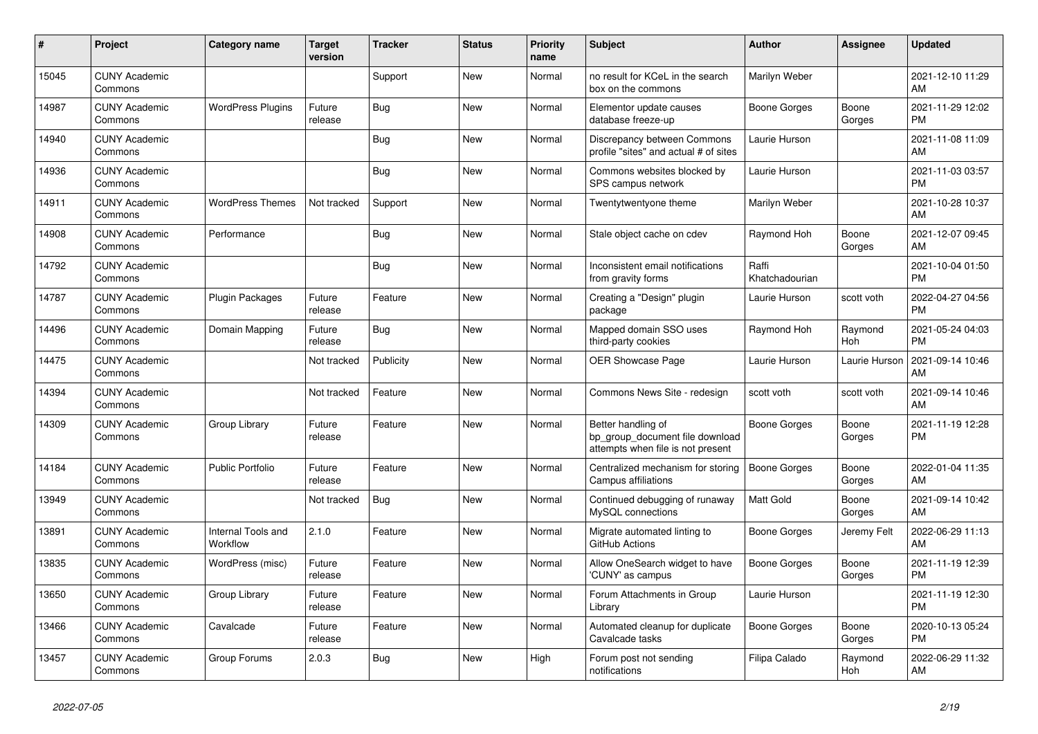| # | Project | Category name | Target version | Tracker | Status | Priority name | Subject | Author | Assignee | Updated |
|---|---|---|---|---|---|---|---|---|---|---|
| 15045 | CUNY Academic Commons | | | Support | New | Normal | no result for KCeL in the search box on the commons | Marilyn Weber | | 2021-12-10 11:29 AM |
| 14987 | CUNY Academic Commons | WordPress Plugins | Future release | Bug | New | Normal | Elementor update causes database freeze-up | Boone Gorges | Boone Gorges | 2021-11-29 12:02 PM |
| 14940 | CUNY Academic Commons | | | Bug | New | Normal | Discrepancy between Commons profile "sites" and actual # of sites | Laurie Hurson | | 2021-11-08 11:09 AM |
| 14936 | CUNY Academic Commons | | | Bug | New | Normal | Commons websites blocked by SPS campus network | Laurie Hurson | | 2021-11-03 03:57 PM |
| 14911 | CUNY Academic Commons | WordPress Themes | Not tracked | Support | New | Normal | Twentytwentyone theme | Marilyn Weber | | 2021-10-28 10:37 AM |
| 14908 | CUNY Academic Commons | Performance | | Bug | New | Normal | Stale object cache on cdev | Raymond Hoh | Boone Gorges | 2021-12-07 09:45 AM |
| 14792 | CUNY Academic Commons | | | Bug | New | Normal | Inconsistent email notifications from gravity forms | Raffi Khatchadourian | | 2021-10-04 01:50 PM |
| 14787 | CUNY Academic Commons | Plugin Packages | Future release | Feature | New | Normal | Creating a "Design" plugin package | Laurie Hurson | scott voth | 2022-04-27 04:56 PM |
| 14496 | CUNY Academic Commons | Domain Mapping | Future release | Bug | New | Normal | Mapped domain SSO uses third-party cookies | Raymond Hoh | Raymond Hoh | 2021-05-24 04:03 PM |
| 14475 | CUNY Academic Commons | | Not tracked | Publicity | New | Normal | OER Showcase Page | Laurie Hurson | Laurie Hurson | 2021-09-14 10:46 AM |
| 14394 | CUNY Academic Commons | | Not tracked | Feature | New | Normal | Commons News Site - redesign | scott voth | scott voth | 2021-09-14 10:46 AM |
| 14309 | CUNY Academic Commons | Group Library | Future release | Feature | New | Normal | Better handling of bp_group_document file download attempts when file is not present | Boone Gorges | Boone Gorges | 2021-11-19 12:28 PM |
| 14184 | CUNY Academic Commons | Public Portfolio | Future release | Feature | New | Normal | Centralized mechanism for storing Campus affiliations | Boone Gorges | Boone Gorges | 2022-01-04 11:35 AM |
| 13949 | CUNY Academic Commons | | Not tracked | Bug | New | Normal | Continued debugging of runaway MySQL connections | Matt Gold | Boone Gorges | 2021-09-14 10:42 AM |
| 13891 | CUNY Academic Commons | Internal Tools and Workflow | 2.1.0 | Feature | New | Normal | Migrate automated linting to GitHub Actions | Boone Gorges | Jeremy Felt | 2022-06-29 11:13 AM |
| 13835 | CUNY Academic Commons | WordPress (misc) | Future release | Feature | New | Normal | Allow OneSearch widget to have 'CUNY' as campus | Boone Gorges | Boone Gorges | 2021-11-19 12:39 PM |
| 13650 | CUNY Academic Commons | Group Library | Future release | Feature | New | Normal | Forum Attachments in Group Library | Laurie Hurson | | 2021-11-19 12:30 PM |
| 13466 | CUNY Academic Commons | Cavalcade | Future release | Feature | New | Normal | Automated cleanup for duplicate Cavalcade tasks | Boone Gorges | Boone Gorges | 2020-10-13 05:24 PM |
| 13457 | CUNY Academic Commons | Group Forums | 2.0.3 | Bug | New | High | Forum post not sending notifications | Filipa Calado | Raymond Hoh | 2022-06-29 11:32 AM |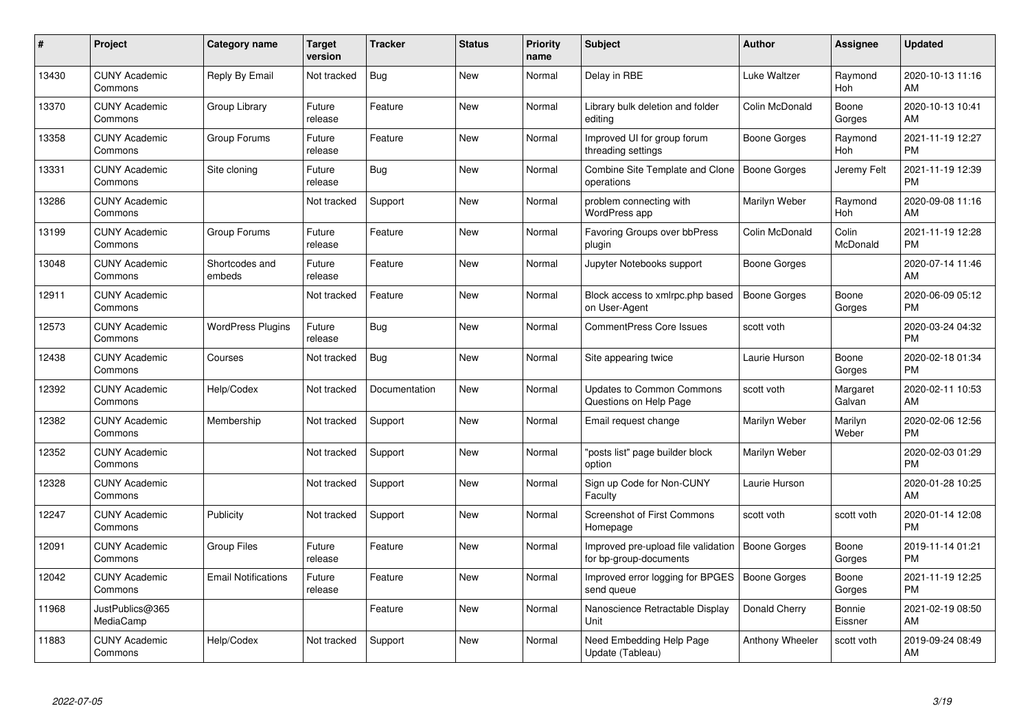| # | Project | Category name | Target version | Tracker | Status | Priority name | Subject | Author | Assignee | Updated |
|---|---|---|---|---|---|---|---|---|---|---|
| 13430 | CUNY Academic Commons | Reply By Email | Not tracked | Bug | New | Normal | Delay in RBE | Luke Waltzer | Raymond Hoh | 2020-10-13 11:16 AM |
| 13370 | CUNY Academic Commons | Group Library | Future release | Feature | New | Normal | Library bulk deletion and folder editing | Colin McDonald | Boone Gorges | 2020-10-13 10:41 AM |
| 13358 | CUNY Academic Commons | Group Forums | Future release | Feature | New | Normal | Improved UI for group forum threading settings | Boone Gorges | Raymond Hoh | 2021-11-19 12:27 PM |
| 13331 | CUNY Academic Commons | Site cloning | Future release | Bug | New | Normal | Combine Site Template and Clone operations | Boone Gorges | Jeremy Felt | 2021-11-19 12:39 PM |
| 13286 | CUNY Academic Commons | | Not tracked | Support | New | Normal | problem connecting with WordPress app | Marilyn Weber | Raymond Hoh | 2020-09-08 11:16 AM |
| 13199 | CUNY Academic Commons | Group Forums | Future release | Feature | New | Normal | Favoring Groups over bbPress plugin | Colin McDonald | Colin McDonald | 2021-11-19 12:28 PM |
| 13048 | CUNY Academic Commons | Shortcodes and embeds | Future release | Feature | New | Normal | Jupyter Notebooks support | Boone Gorges | | 2020-07-14 11:46 AM |
| 12911 | CUNY Academic Commons | | Not tracked | Feature | New | Normal | Block access to xmlrpc.php based on User-Agent | Boone Gorges | Boone Gorges | 2020-06-09 05:12 PM |
| 12573 | CUNY Academic Commons | WordPress Plugins | Future release | Bug | New | Normal | CommentPress Core Issues | scott voth | | 2020-03-24 04:32 PM |
| 12438 | CUNY Academic Commons | Courses | Not tracked | Bug | New | Normal | Site appearing twice | Laurie Hurson | Boone Gorges | 2020-02-18 01:34 PM |
| 12392 | CUNY Academic Commons | Help/Codex | Not tracked | Documentation | New | Normal | Updates to Common Commons Questions on Help Page | scott voth | Margaret Galvan | 2020-02-11 10:53 AM |
| 12382 | CUNY Academic Commons | Membership | Not tracked | Support | New | Normal | Email request change | Marilyn Weber | Marilyn Weber | 2020-02-06 12:56 PM |
| 12352 | CUNY Academic Commons | | Not tracked | Support | New | Normal | "posts list" page builder block option | Marilyn Weber | | 2020-02-03 01:29 PM |
| 12328 | CUNY Academic Commons | | Not tracked | Support | New | Normal | Sign up Code for Non-CUNY Faculty | Laurie Hurson | | 2020-01-28 10:25 AM |
| 12247 | CUNY Academic Commons | Publicity | Not tracked | Support | New | Normal | Screenshot of First Commons Homepage | scott voth | scott voth | 2020-01-14 12:08 PM |
| 12091 | CUNY Academic Commons | Group Files | Future release | Feature | New | Normal | Improved pre-upload file validation for bp-group-documents | Boone Gorges | Boone Gorges | 2019-11-14 01:21 PM |
| 12042 | CUNY Academic Commons | Email Notifications | Future release | Feature | New | Normal | Improved error logging for BPGES send queue | Boone Gorges | Boone Gorges | 2021-11-19 12:25 PM |
| 11968 | JustPublics@365 MediaCamp | | | Feature | New | Normal | Nanoscience Retractable Display Unit | Donald Cherry | Bonnie Eissner | 2021-02-19 08:50 AM |
| 11883 | CUNY Academic Commons | Help/Codex | Not tracked | Support | New | Normal | Need Embedding Help Page Update (Tableau) | Anthony Wheeler | scott voth | 2019-09-24 08:49 AM |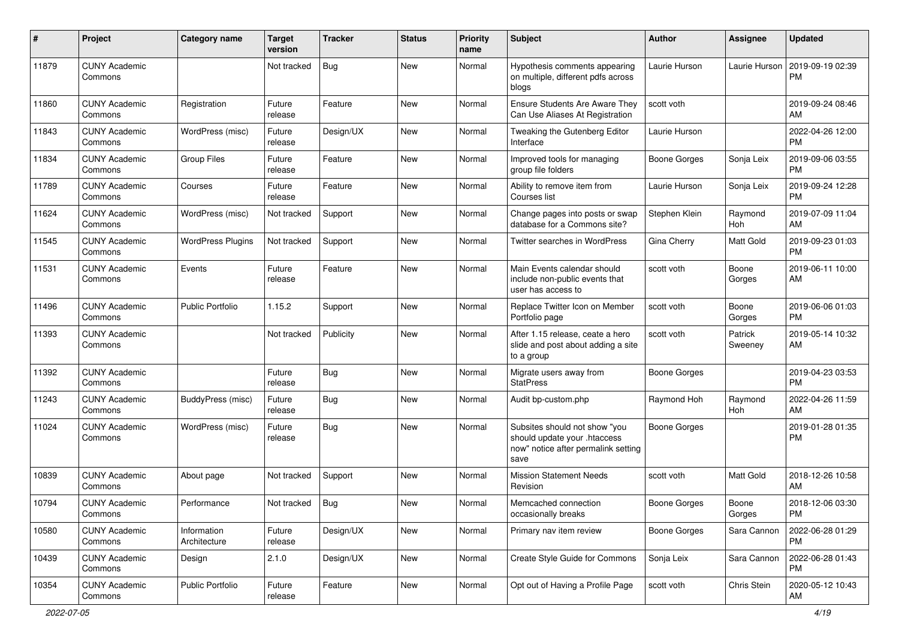| # | Project | Category name | Target version | Tracker | Status | Priority name | Subject | Author | Assignee | Updated |
|---|---|---|---|---|---|---|---|---|---|---|
| 11879 | CUNY Academic Commons | | Not tracked | Bug | New | Normal | Hypothesis comments appearing on multiple, different pdfs across blogs | Laurie Hurson | Laurie Hurson | 2019-09-19 02:39 PM |
| 11860 | CUNY Academic Commons | Registration | Future release | Feature | New | Normal | Ensure Students Are Aware They Can Use Aliases At Registration | scott voth | | 2019-09-24 08:46 AM |
| 11843 | CUNY Academic Commons | WordPress (misc) | Future release | Design/UX | New | Normal | Tweaking the Gutenberg Editor Interface | Laurie Hurson | | 2022-04-26 12:00 PM |
| 11834 | CUNY Academic Commons | Group Files | Future release | Feature | New | Normal | Improved tools for managing group file folders | Boone Gorges | Sonja Leix | 2019-09-06 03:55 PM |
| 11789 | CUNY Academic Commons | Courses | Future release | Feature | New | Normal | Ability to remove item from Courses list | Laurie Hurson | Sonja Leix | 2019-09-24 12:28 PM |
| 11624 | CUNY Academic Commons | WordPress (misc) | Not tracked | Support | New | Normal | Change pages into posts or swap database for a Commons site? | Stephen Klein | Raymond Hoh | 2019-07-09 11:04 AM |
| 11545 | CUNY Academic Commons | WordPress Plugins | Not tracked | Support | New | Normal | Twitter searches in WordPress | Gina Cherry | Matt Gold | 2019-09-23 01:03 PM |
| 11531 | CUNY Academic Commons | Events | Future release | Feature | New | Normal | Main Events calendar should include non-public events that user has access to | scott voth | Boone Gorges | 2019-06-11 10:00 AM |
| 11496 | CUNY Academic Commons | Public Portfolio | 1.15.2 | Support | New | Normal | Replace Twitter Icon on Member Portfolio page | scott voth | Boone Gorges | 2019-06-06 01:03 PM |
| 11393 | CUNY Academic Commons | | Not tracked | Publicity | New | Normal | After 1.15 release, ceate a hero slide and post about adding a site to a group | scott voth | Patrick Sweeney | 2019-05-14 10:32 AM |
| 11392 | CUNY Academic Commons | | Future release | Bug | New | Normal | Migrate users away from StatPress | Boone Gorges | | 2019-04-23 03:53 PM |
| 11243 | CUNY Academic Commons | BuddyPress (misc) | Future release | Bug | New | Normal | Audit bp-custom.php | Raymond Hoh | Raymond Hoh | 2022-04-26 11:59 AM |
| 11024 | CUNY Academic Commons | WordPress (misc) | Future release | Bug | New | Normal | Subsites should not show "you should update your .htaccess now" notice after permalink setting save | Boone Gorges | | 2019-01-28 01:35 PM |
| 10839 | CUNY Academic Commons | About page | Not tracked | Support | New | Normal | Mission Statement Needs Revision | scott voth | Matt Gold | 2018-12-26 10:58 AM |
| 10794 | CUNY Academic Commons | Performance | Not tracked | Bug | New | Normal | Memcached connection occasionally breaks | Boone Gorges | Boone Gorges | 2018-12-06 03:30 PM |
| 10580 | CUNY Academic Commons | Information Architecture | Future release | Design/UX | New | Normal | Primary nav item review | Boone Gorges | Sara Cannon | 2022-06-28 01:29 PM |
| 10439 | CUNY Academic Commons | Design | 2.1.0 | Design/UX | New | Normal | Create Style Guide for Commons | Sonja Leix | Sara Cannon | 2022-06-28 01:43 PM |
| 10354 | CUNY Academic Commons | Public Portfolio | Future release | Feature | New | Normal | Opt out of Having a Profile Page | scott voth | Chris Stein | 2020-05-12 10:43 AM |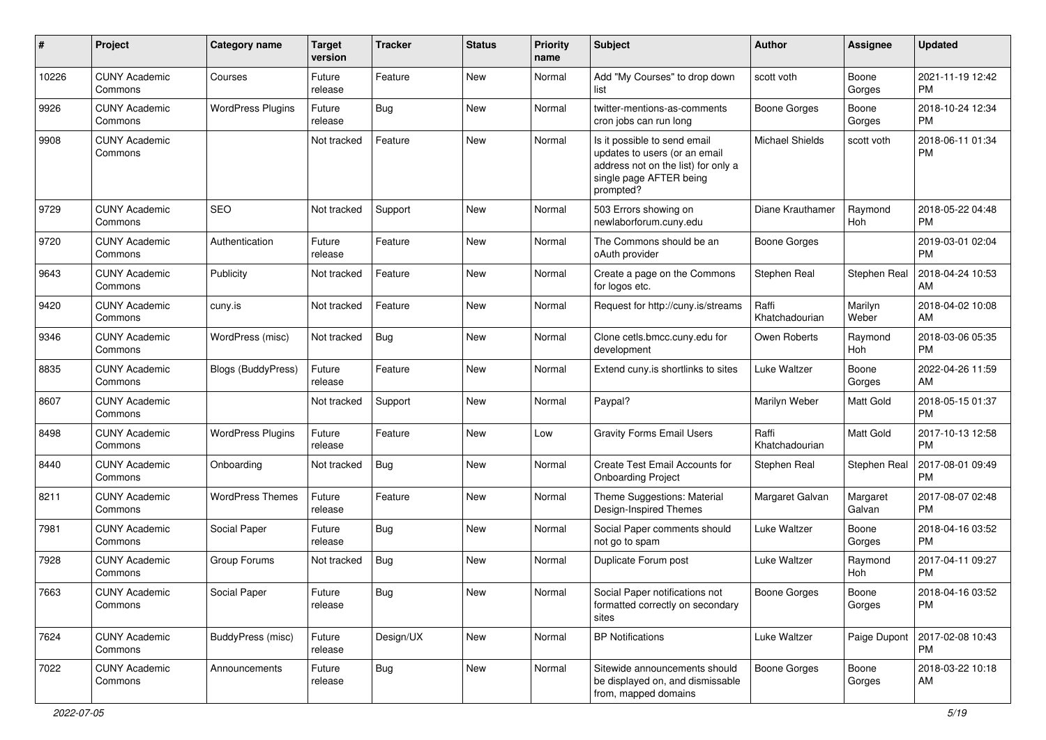| # | Project | Category name | Target version | Tracker | Status | Priority name | Subject | Author | Assignee | Updated |
|---|---|---|---|---|---|---|---|---|---|---|
| 10226 | CUNY Academic Commons | Courses | Future release | Feature | New | Normal | Add "My Courses" to drop down list | scott voth | Boone Gorges | 2021-11-19 12:42 PM |
| 9926 | CUNY Academic Commons | WordPress Plugins | Future release | Bug | New | Normal | twitter-mentions-as-comments cron jobs can run long | Boone Gorges | Boone Gorges | 2018-10-24 12:34 PM |
| 9908 | CUNY Academic Commons | | Not tracked | Feature | New | Normal | Is it possible to send email updates to users (or an email address not on the list) for only a single page AFTER being prompted? | Michael Shields | scott voth | 2018-06-11 01:34 PM |
| 9729 | CUNY Academic Commons | SEO | Not tracked | Support | New | Normal | 503 Errors showing on newlaborforum.cuny.edu | Diane Krauthamer | Raymond Hoh | 2018-05-22 04:48 PM |
| 9720 | CUNY Academic Commons | Authentication | Future release | Feature | New | Normal | The Commons should be an oAuth provider | Boone Gorges | | 2019-03-01 02:04 PM |
| 9643 | CUNY Academic Commons | Publicity | Not tracked | Feature | New | Normal | Create a page on the Commons for logos etc. | Stephen Real | Stephen Real | 2018-04-24 10:53 AM |
| 9420 | CUNY Academic Commons | cuny.is | Not tracked | Feature | New | Normal | Request for http://cuny.is/streams | Raffi Khatchadourian | Marilyn Weber | 2018-04-02 10:08 AM |
| 9346 | CUNY Academic Commons | WordPress (misc) | Not tracked | Bug | New | Normal | Clone cetls.bmcc.cuny.edu for development | Owen Roberts | Raymond Hoh | 2018-03-06 05:35 PM |
| 8835 | CUNY Academic Commons | Blogs (BuddyPress) | Future release | Feature | New | Normal | Extend cuny.is shortlinks to sites | Luke Waltzer | Boone Gorges | 2022-04-26 11:59 AM |
| 8607 | CUNY Academic Commons | | Not tracked | Support | New | Normal | Paypal? | Marilyn Weber | Matt Gold | 2018-05-15 01:37 PM |
| 8498 | CUNY Academic Commons | WordPress Plugins | Future release | Feature | New | Low | Gravity Forms Email Users | Raffi Khatchadourian | Matt Gold | 2017-10-13 12:58 PM |
| 8440 | CUNY Academic Commons | Onboarding | Not tracked | Bug | New | Normal | Create Test Email Accounts for Onboarding Project | Stephen Real | Stephen Real | 2017-08-01 09:49 PM |
| 8211 | CUNY Academic Commons | WordPress Themes | Future release | Feature | New | Normal | Theme Suggestions: Material Design-Inspired Themes | Margaret Galvan | Margaret Galvan | 2017-08-07 02:48 PM |
| 7981 | CUNY Academic Commons | Social Paper | Future release | Bug | New | Normal | Social Paper comments should not go to spam | Luke Waltzer | Boone Gorges | 2018-04-16 03:52 PM |
| 7928 | CUNY Academic Commons | Group Forums | Not tracked | Bug | New | Normal | Duplicate Forum post | Luke Waltzer | Raymond Hoh | 2017-04-11 09:27 PM |
| 7663 | CUNY Academic Commons | Social Paper | Future release | Bug | New | Normal | Social Paper notifications not formatted correctly on secondary sites | Boone Gorges | Boone Gorges | 2018-04-16 03:52 PM |
| 7624 | CUNY Academic Commons | BuddyPress (misc) | Future release | Design/UX | New | Normal | BP Notifications | Luke Waltzer | Paige Dupont | 2017-02-08 10:43 PM |
| 7022 | CUNY Academic Commons | Announcements | Future release | Bug | New | Normal | Sitewide announcements should be displayed on, and dismissable from, mapped domains | Boone Gorges | Boone Gorges | 2018-03-22 10:18 AM |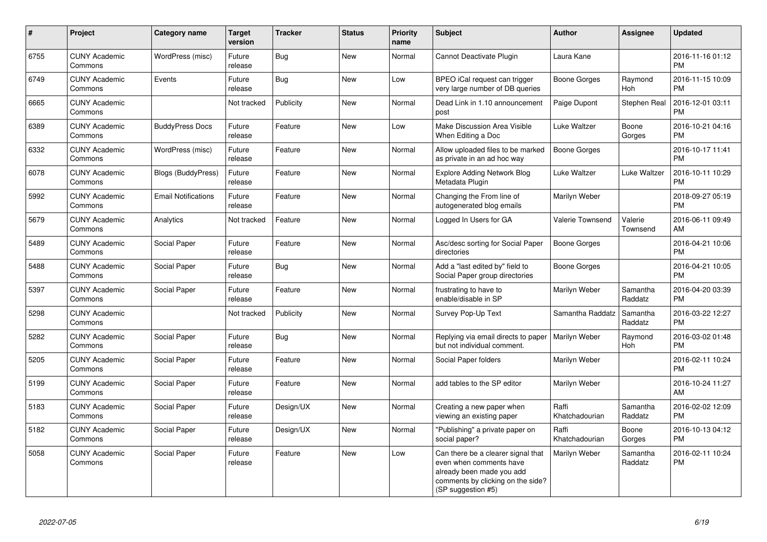| # | Project | Category name | Target version | Tracker | Status | Priority name | Subject | Author | Assignee | Updated |
|---|---|---|---|---|---|---|---|---|---|---|
| 6755 | CUNY Academic Commons | WordPress (misc) | Future release | Bug | New | Normal | Cannot Deactivate Plugin | Laura Kane | | 2016-11-16 01:12 PM |
| 6749 | CUNY Academic Commons | Events | Future release | Bug | New | Low | BPEO iCal request can trigger very large number of DB queries | Boone Gorges | Raymond Hoh | 2016-11-15 10:09 PM |
| 6665 | CUNY Academic Commons | | Not tracked | Publicity | New | Normal | Dead Link in 1.10 announcement post | Paige Dupont | Stephen Real | 2016-12-01 03:11 PM |
| 6389 | CUNY Academic Commons | BuddyPress Docs | Future release | Feature | New | Low | Make Discussion Area Visible When Editing a Doc | Luke Waltzer | Boone Gorges | 2016-10-21 04:16 PM |
| 6332 | CUNY Academic Commons | WordPress (misc) | Future release | Feature | New | Normal | Allow uploaded files to be marked as private in an ad hoc way | Boone Gorges | | 2016-10-17 11:41 PM |
| 6078 | CUNY Academic Commons | Blogs (BuddyPress) | Future release | Feature | New | Normal | Explore Adding Network Blog Metadata Plugin | Luke Waltzer | Luke Waltzer | 2016-10-11 10:29 PM |
| 5992 | CUNY Academic Commons | Email Notifications | Future release | Feature | New | Normal | Changing the From line of autogenerated blog emails | Marilyn Weber | | 2018-09-27 05:19 PM |
| 5679 | CUNY Academic Commons | Analytics | Not tracked | Feature | New | Normal | Logged In Users for GA | Valerie Townsend | Valerie Townsend | 2016-06-11 09:49 AM |
| 5489 | CUNY Academic Commons | Social Paper | Future release | Feature | New | Normal | Asc/desc sorting for Social Paper directories | Boone Gorges | | 2016-04-21 10:06 PM |
| 5488 | CUNY Academic Commons | Social Paper | Future release | Bug | New | Normal | Add a "last edited by" field to Social Paper group directories | Boone Gorges | | 2016-04-21 10:05 PM |
| 5397 | CUNY Academic Commons | Social Paper | Future release | Feature | New | Normal | frustrating to have to enable/disable in SP | Marilyn Weber | Samantha Raddatz | 2016-04-20 03:39 PM |
| 5298 | CUNY Academic Commons | | Not tracked | Publicity | New | Normal | Survey Pop-Up Text | Samantha Raddatz | Samantha Raddatz | 2016-03-22 12:27 PM |
| 5282 | CUNY Academic Commons | Social Paper | Future release | Bug | New | Normal | Replying via email directs to paper but not individual comment. | Marilyn Weber | Raymond Hoh | 2016-03-02 01:48 PM |
| 5205 | CUNY Academic Commons | Social Paper | Future release | Feature | New | Normal | Social Paper folders | Marilyn Weber | | 2016-02-11 10:24 PM |
| 5199 | CUNY Academic Commons | Social Paper | Future release | Feature | New | Normal | add tables to the SP editor | Marilyn Weber | | 2016-10-24 11:27 AM |
| 5183 | CUNY Academic Commons | Social Paper | Future release | Design/UX | New | Normal | Creating a new paper when viewing an existing paper | Raffi Khatchadourian | Samantha Raddatz | 2016-02-02 12:09 PM |
| 5182 | CUNY Academic Commons | Social Paper | Future release | Design/UX | New | Normal | "Publishing" a private paper on social paper? | Raffi Khatchadourian | Boone Gorges | 2016-10-13 04:12 PM |
| 5058 | CUNY Academic Commons | Social Paper | Future release | Feature | New | Low | Can there be a clearer signal that even when comments have already been made you add comments by clicking on the side? (SP suggestion #5) | Marilyn Weber | Samantha Raddatz | 2016-02-11 10:24 PM |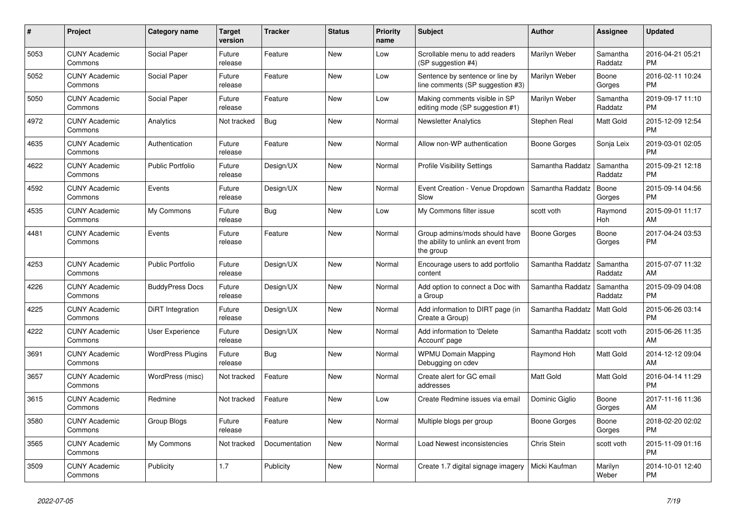| # | Project | Category name | Target version | Tracker | Status | Priority name | Subject | Author | Assignee | Updated |
|---|---|---|---|---|---|---|---|---|---|---|
| 5053 | CUNY Academic Commons | Social Paper | Future release | Feature | New | Low | Scrollable menu to add readers (SP suggestion #4) | Marilyn Weber | Samantha Raddatz | 2016-04-21 05:21 PM |
| 5052 | CUNY Academic Commons | Social Paper | Future release | Feature | New | Low | Sentence by sentence or line by line comments (SP suggestion #3) | Marilyn Weber | Boone Gorges | 2016-02-11 10:24 PM |
| 5050 | CUNY Academic Commons | Social Paper | Future release | Feature | New | Low | Making comments visible in SP editing mode (SP suggestion #1) | Marilyn Weber | Samantha Raddatz | 2019-09-17 11:10 PM |
| 4972 | CUNY Academic Commons | Analytics | Not tracked | Bug | New | Normal | Newsletter Analytics | Stephen Real | Matt Gold | 2015-12-09 12:54 PM |
| 4635 | CUNY Academic Commons | Authentication | Future release | Feature | New | Normal | Allow non-WP authentication | Boone Gorges | Sonja Leix | 2019-03-01 02:05 PM |
| 4622 | CUNY Academic Commons | Public Portfolio | Future release | Design/UX | New | Normal | Profile Visibility Settings | Samantha Raddatz | Samantha Raddatz | 2015-09-21 12:18 PM |
| 4592 | CUNY Academic Commons | Events | Future release | Design/UX | New | Normal | Event Creation - Venue Dropdown Slow | Samantha Raddatz | Boone Gorges | 2015-09-14 04:56 PM |
| 4535 | CUNY Academic Commons | My Commons | Future release | Bug | New | Low | My Commons filter issue | scott voth | Raymond Hoh | 2015-09-01 11:17 AM |
| 4481 | CUNY Academic Commons | Events | Future release | Feature | New | Normal | Group admins/mods should have the ability to unlink an event from the group | Boone Gorges | Boone Gorges | 2017-04-24 03:53 PM |
| 4253 | CUNY Academic Commons | Public Portfolio | Future release | Design/UX | New | Normal | Encourage users to add portfolio content | Samantha Raddatz | Samantha Raddatz | 2015-07-07 11:32 AM |
| 4226 | CUNY Academic Commons | BuddyPress Docs | Future release | Design/UX | New | Normal | Add option to connect a Doc with a Group | Samantha Raddatz | Samantha Raddatz | 2015-09-09 04:08 PM |
| 4225 | CUNY Academic Commons | DiRT Integration | Future release | Design/UX | New | Normal | Add information to DIRT page (in Create a Group) | Samantha Raddatz | Matt Gold | 2015-06-26 03:14 PM |
| 4222 | CUNY Academic Commons | User Experience | Future release | Design/UX | New | Normal | Add information to 'Delete Account' page | Samantha Raddatz | scott voth | 2015-06-26 11:35 AM |
| 3691 | CUNY Academic Commons | WordPress Plugins | Future release | Bug | New | Normal | WPMU Domain Mapping Debugging on cdev | Raymond Hoh | Matt Gold | 2014-12-12 09:04 AM |
| 3657 | CUNY Academic Commons | WordPress (misc) | Not tracked | Feature | New | Normal | Create alert for GC email addresses | Matt Gold | Matt Gold | 2016-04-14 11:29 PM |
| 3615 | CUNY Academic Commons | Redmine | Not tracked | Feature | New | Low | Create Redmine issues via email | Dominic Giglio | Boone Gorges | 2017-11-16 11:36 AM |
| 3580 | CUNY Academic Commons | Group Blogs | Future release | Feature | New | Normal | Multiple blogs per group | Boone Gorges | Boone Gorges | 2018-02-20 02:02 PM |
| 3565 | CUNY Academic Commons | My Commons | Not tracked | Documentation | New | Normal | Load Newest inconsistencies | Chris Stein | scott voth | 2015-11-09 01:16 PM |
| 3509 | CUNY Academic Commons | Publicity | 1.7 | Publicity | New | Normal | Create 1.7 digital signage imagery | Micki Kaufman | Marilyn Weber | 2014-10-01 12:40 PM |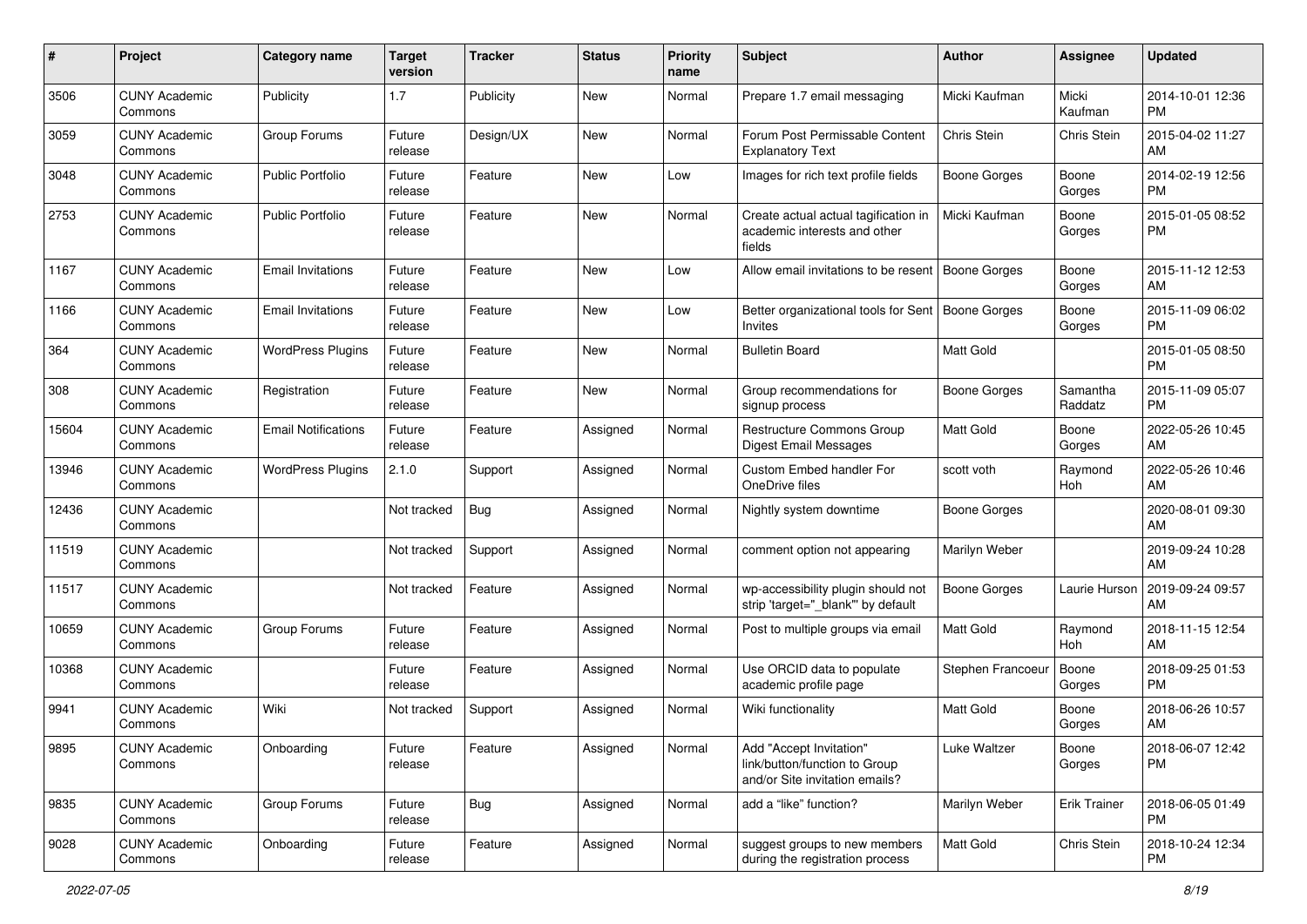| # | Project | Category name | Target version | Tracker | Status | Priority name | Subject | Author | Assignee | Updated |
|---|---|---|---|---|---|---|---|---|---|---|
| 3506 | CUNY Academic Commons | Publicity | 1.7 | Publicity | New | Normal | Prepare 1.7 email messaging | Micki Kaufman | Micki Kaufman | 2014-10-01 12:36 PM |
| 3059 | CUNY Academic Commons | Group Forums | Future release | Design/UX | New | Normal | Forum Post Permissable Content Explanatory Text | Chris Stein | Chris Stein | 2015-04-02 11:27 AM |
| 3048 | CUNY Academic Commons | Public Portfolio | Future release | Feature | New | Low | Images for rich text profile fields | Boone Gorges | Boone Gorges | 2014-02-19 12:56 PM |
| 2753 | CUNY Academic Commons | Public Portfolio | Future release | Feature | New | Normal | Create actual actual tagification in academic interests and other fields | Micki Kaufman | Boone Gorges | 2015-01-05 08:52 PM |
| 1167 | CUNY Academic Commons | Email Invitations | Future release | Feature | New | Low | Allow email invitations to be resent | Boone Gorges | Boone Gorges | 2015-11-12 12:53 AM |
| 1166 | CUNY Academic Commons | Email Invitations | Future release | Feature | New | Low | Better organizational tools for Sent Invites | Boone Gorges | Boone Gorges | 2015-11-09 06:02 PM |
| 364 | CUNY Academic Commons | WordPress Plugins | Future release | Feature | New | Normal | Bulletin Board | Matt Gold | | 2015-01-05 08:50 PM |
| 308 | CUNY Academic Commons | Registration | Future release | Feature | New | Normal | Group recommendations for signup process | Boone Gorges | Samantha Raddatz | 2015-11-09 05:07 PM |
| 15604 | CUNY Academic Commons | Email Notifications | Future release | Feature | Assigned | Normal | Restructure Commons Group Digest Email Messages | Matt Gold | Boone Gorges | 2022-05-26 10:45 AM |
| 13946 | CUNY Academic Commons | WordPress Plugins | 2.1.0 | Support | Assigned | Normal | Custom Embed handler For OneDrive files | scott voth | Raymond Hoh | 2022-05-26 10:46 AM |
| 12436 | CUNY Academic Commons | | Not tracked | Bug | Assigned | Normal | Nightly system downtime | Boone Gorges | | 2020-08-01 09:30 AM |
| 11519 | CUNY Academic Commons | | Not tracked | Support | Assigned | Normal | comment option not appearing | Marilyn Weber | | 2019-09-24 10:28 AM |
| 11517 | CUNY Academic Commons | | Not tracked | Feature | Assigned | Normal | wp-accessibility plugin should not strip 'target="_blank"' by default | Boone Gorges | Laurie Hurson | 2019-09-24 09:57 AM |
| 10659 | CUNY Academic Commons | Group Forums | Future release | Feature | Assigned | Normal | Post to multiple groups via email | Matt Gold | Raymond Hoh | 2018-11-15 12:54 AM |
| 10368 | CUNY Academic Commons | | Future release | Feature | Assigned | Normal | Use ORCID data to populate academic profile page | Stephen Francoeur | Boone Gorges | 2018-09-25 01:53 PM |
| 9941 | CUNY Academic Commons | Wiki | Not tracked | Support | Assigned | Normal | Wiki functionality | Matt Gold | Boone Gorges | 2018-06-26 10:57 AM |
| 9895 | CUNY Academic Commons | Onboarding | Future release | Feature | Assigned | Normal | Add "Accept Invitation" link/button/function to Group and/or Site invitation emails? | Luke Waltzer | Boone Gorges | 2018-06-07 12:42 PM |
| 9835 | CUNY Academic Commons | Group Forums | Future release | Bug | Assigned | Normal | add a "like" function? | Marilyn Weber | Erik Trainer | 2018-06-05 01:49 PM |
| 9028 | CUNY Academic Commons | Onboarding | Future release | Feature | Assigned | Normal | suggest groups to new members during the registration process | Matt Gold | Chris Stein | 2018-10-24 12:34 PM |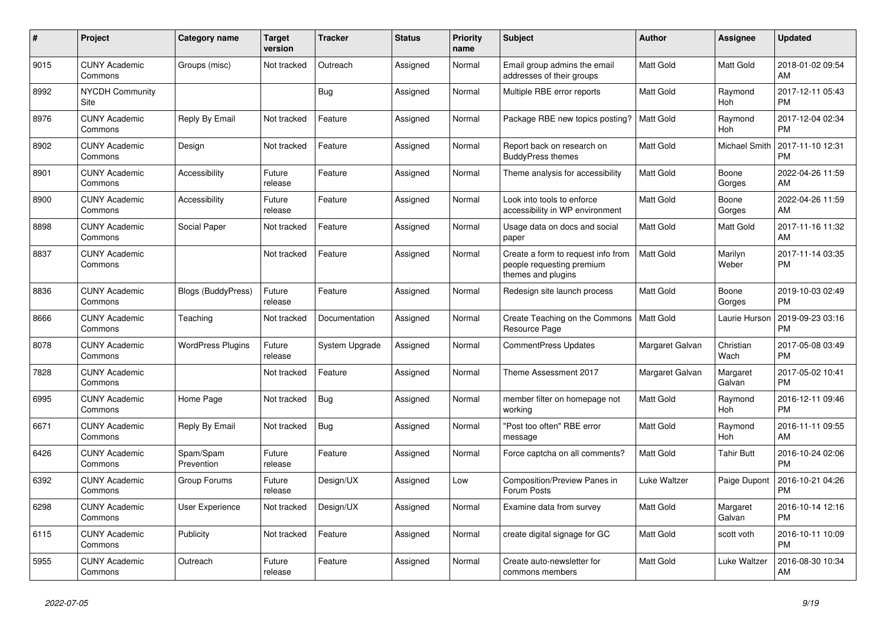| # | Project | Category name | Target version | Tracker | Status | Priority name | Subject | Author | Assignee | Updated |
|---|---|---|---|---|---|---|---|---|---|---|
| 9015 | CUNY Academic Commons | Groups (misc) | Not tracked | Outreach | Assigned | Normal | Email group admins the email addresses of their groups | Matt Gold | Matt Gold | 2018-01-02 09:54 AM |
| 8992 | NYCDH Community Site | | | Bug | Assigned | Normal | Multiple RBE error reports | Matt Gold | Raymond Hoh | 2017-12-11 05:43 PM |
| 8976 | CUNY Academic Commons | Reply By Email | Not tracked | Feature | Assigned | Normal | Package RBE new topics posting? | Matt Gold | Raymond Hoh | 2017-12-04 02:34 PM |
| 8902 | CUNY Academic Commons | Design | Not tracked | Feature | Assigned | Normal | Report back on research on BuddyPress themes | Matt Gold | Michael Smith | 2017-11-10 12:31 PM |
| 8901 | CUNY Academic Commons | Accessibility | Future release | Feature | Assigned | Normal | Theme analysis for accessibility | Matt Gold | Boone Gorges | 2022-04-26 11:59 AM |
| 8900 | CUNY Academic Commons | Accessibility | Future release | Feature | Assigned | Normal | Look into tools to enforce accessibility in WP environment | Matt Gold | Boone Gorges | 2022-04-26 11:59 AM |
| 8898 | CUNY Academic Commons | Social Paper | Not tracked | Feature | Assigned | Normal | Usage data on docs and social paper | Matt Gold | Matt Gold | 2017-11-16 11:32 AM |
| 8837 | CUNY Academic Commons | | Not tracked | Feature | Assigned | Normal | Create a form to request info from people requesting premium themes and plugins | Matt Gold | Marilyn Weber | 2017-11-14 03:35 PM |
| 8836 | CUNY Academic Commons | Blogs (BuddyPress) | Future release | Feature | Assigned | Normal | Redesign site launch process | Matt Gold | Boone Gorges | 2019-10-03 02:49 PM |
| 8666 | CUNY Academic Commons | Teaching | Not tracked | Documentation | Assigned | Normal | Create Teaching on the Commons Resource Page | Matt Gold | Laurie Hurson | 2019-09-23 03:16 PM |
| 8078 | CUNY Academic Commons | WordPress Plugins | Future release | System Upgrade | Assigned | Normal | CommentPress Updates | Margaret Galvan | Christian Wach | 2017-05-08 03:49 PM |
| 7828 | CUNY Academic Commons | | Not tracked | Feature | Assigned | Normal | Theme Assessment 2017 | Margaret Galvan | Margaret Galvan | 2017-05-02 10:41 PM |
| 6995 | CUNY Academic Commons | Home Page | Not tracked | Bug | Assigned | Normal | member filter on homepage not working | Matt Gold | Raymond Hoh | 2016-12-11 09:46 PM |
| 6671 | CUNY Academic Commons | Reply By Email | Not tracked | Bug | Assigned | Normal | "Post too often" RBE error message | Matt Gold | Raymond Hoh | 2016-11-11 09:55 AM |
| 6426 | CUNY Academic Commons | Spam/Spam Prevention | Future release | Feature | Assigned | Normal | Force captcha on all comments? | Matt Gold | Tahir Butt | 2016-10-24 02:06 PM |
| 6392 | CUNY Academic Commons | Group Forums | Future release | Design/UX | Assigned | Low | Composition/Preview Panes in Forum Posts | Luke Waltzer | Paige Dupont | 2016-10-21 04:26 PM |
| 6298 | CUNY Academic Commons | User Experience | Not tracked | Design/UX | Assigned | Normal | Examine data from survey | Matt Gold | Margaret Galvan | 2016-10-14 12:16 PM |
| 6115 | CUNY Academic Commons | Publicity | Not tracked | Feature | Assigned | Normal | create digital signage for GC | Matt Gold | scott voth | 2016-10-11 10:09 PM |
| 5955 | CUNY Academic Commons | Outreach | Future release | Feature | Assigned | Normal | Create auto-newsletter for commons members | Matt Gold | Luke Waltzer | 2016-08-30 10:34 AM |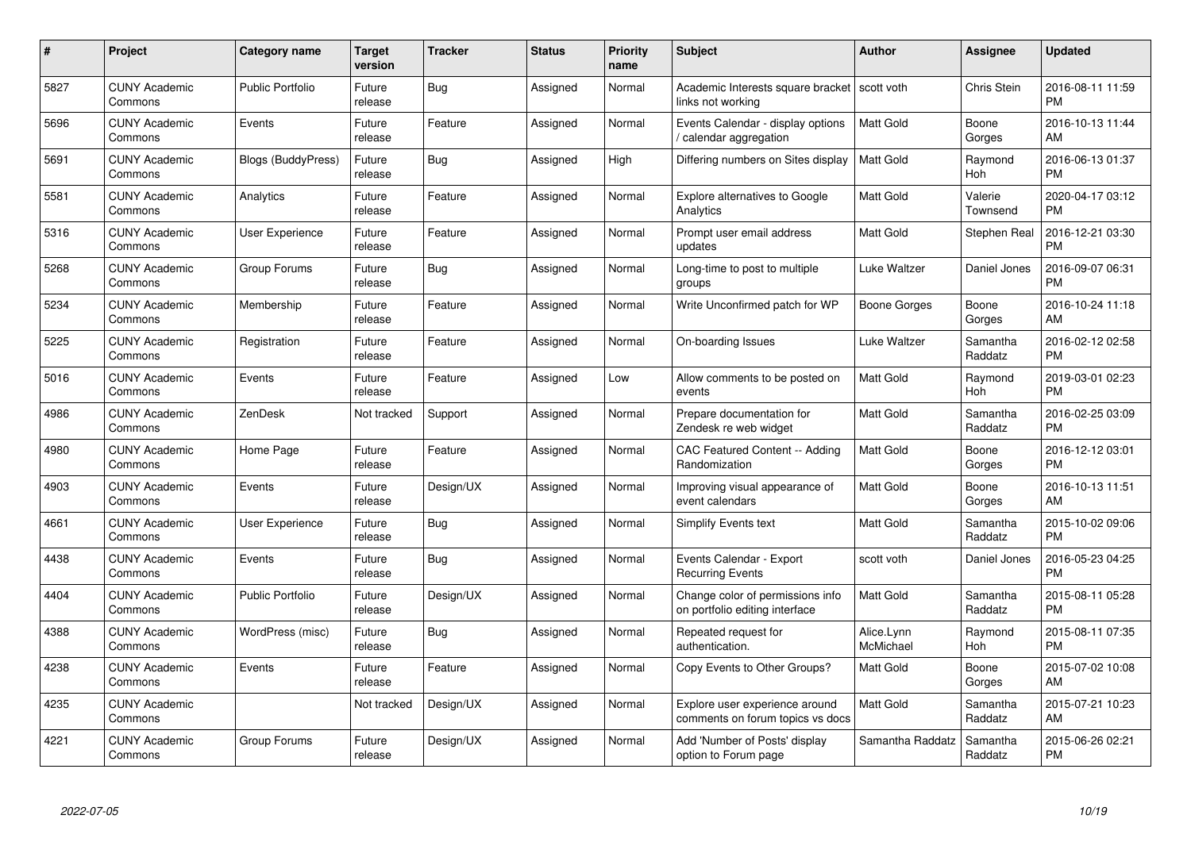| # | Project | Category name | Target version | Tracker | Status | Priority name | Subject | Author | Assignee | Updated |
|---|---|---|---|---|---|---|---|---|---|---|
| 5827 | CUNY Academic Commons | Public Portfolio | Future release | Bug | Assigned | Normal | Academic Interests square bracket links not working | scott voth | Chris Stein | 2016-08-11 11:59 PM |
| 5696 | CUNY Academic Commons | Events | Future release | Feature | Assigned | Normal | Events Calendar - display options / calendar aggregation | Matt Gold | Boone Gorges | 2016-10-13 11:44 AM |
| 5691 | CUNY Academic Commons | Blogs (BuddyPress) | Future release | Bug | Assigned | High | Differing numbers on Sites display | Matt Gold | Raymond Hoh | 2016-06-13 01:37 PM |
| 5581 | CUNY Academic Commons | Analytics | Future release | Feature | Assigned | Normal | Explore alternatives to Google Analytics | Matt Gold | Valerie Townsend | 2020-04-17 03:12 PM |
| 5316 | CUNY Academic Commons | User Experience | Future release | Feature | Assigned | Normal | Prompt user email address updates | Matt Gold | Stephen Real | 2016-12-21 03:30 PM |
| 5268 | CUNY Academic Commons | Group Forums | Future release | Bug | Assigned | Normal | Long-time to post to multiple groups | Luke Waltzer | Daniel Jones | 2016-09-07 06:31 PM |
| 5234 | CUNY Academic Commons | Membership | Future release | Feature | Assigned | Normal | Write Unconfirmed patch for WP | Boone Gorges | Boone Gorges | 2016-10-24 11:18 AM |
| 5225 | CUNY Academic Commons | Registration | Future release | Feature | Assigned | Normal | On-boarding Issues | Luke Waltzer | Samantha Raddatz | 2016-02-12 02:58 PM |
| 5016 | CUNY Academic Commons | Events | Future release | Feature | Assigned | Low | Allow comments to be posted on events | Matt Gold | Raymond Hoh | 2019-03-01 02:23 PM |
| 4986 | CUNY Academic Commons | ZenDesk | Not tracked | Support | Assigned | Normal | Prepare documentation for Zendesk re web widget | Matt Gold | Samantha Raddatz | 2016-02-25 03:09 PM |
| 4980 | CUNY Academic Commons | Home Page | Future release | Feature | Assigned | Normal | CAC Featured Content -- Adding Randomization | Matt Gold | Boone Gorges | 2016-12-12 03:01 PM |
| 4903 | CUNY Academic Commons | Events | Future release | Design/UX | Assigned | Normal | Improving visual appearance of event calendars | Matt Gold | Boone Gorges | 2016-10-13 11:51 AM |
| 4661 | CUNY Academic Commons | User Experience | Future release | Bug | Assigned | Normal | Simplify Events text | Matt Gold | Samantha Raddatz | 2015-10-02 09:06 PM |
| 4438 | CUNY Academic Commons | Events | Future release | Bug | Assigned | Normal | Events Calendar - Export Recurring Events | scott voth | Daniel Jones | 2016-05-23 04:25 PM |
| 4404 | CUNY Academic Commons | Public Portfolio | Future release | Design/UX | Assigned | Normal | Change color of permissions info on portfolio editing interface | Matt Gold | Samantha Raddatz | 2015-08-11 05:28 PM |
| 4388 | CUNY Academic Commons | WordPress (misc) | Future release | Bug | Assigned | Normal | Repeated request for authentication. | Alice.Lynn McMichael | Raymond Hoh | 2015-08-11 07:35 PM |
| 4238 | CUNY Academic Commons | Events | Future release | Feature | Assigned | Normal | Copy Events to Other Groups? | Matt Gold | Boone Gorges | 2015-07-02 10:08 AM |
| 4235 | CUNY Academic Commons | | Not tracked | Design/UX | Assigned | Normal | Explore user experience around comments on forum topics vs docs | Matt Gold | Samantha Raddatz | 2015-07-21 10:23 AM |
| 4221 | CUNY Academic Commons | Group Forums | Future release | Design/UX | Assigned | Normal | Add 'Number of Posts' display option to Forum page | Samantha Raddatz | Samantha Raddatz | 2015-06-26 02:21 PM |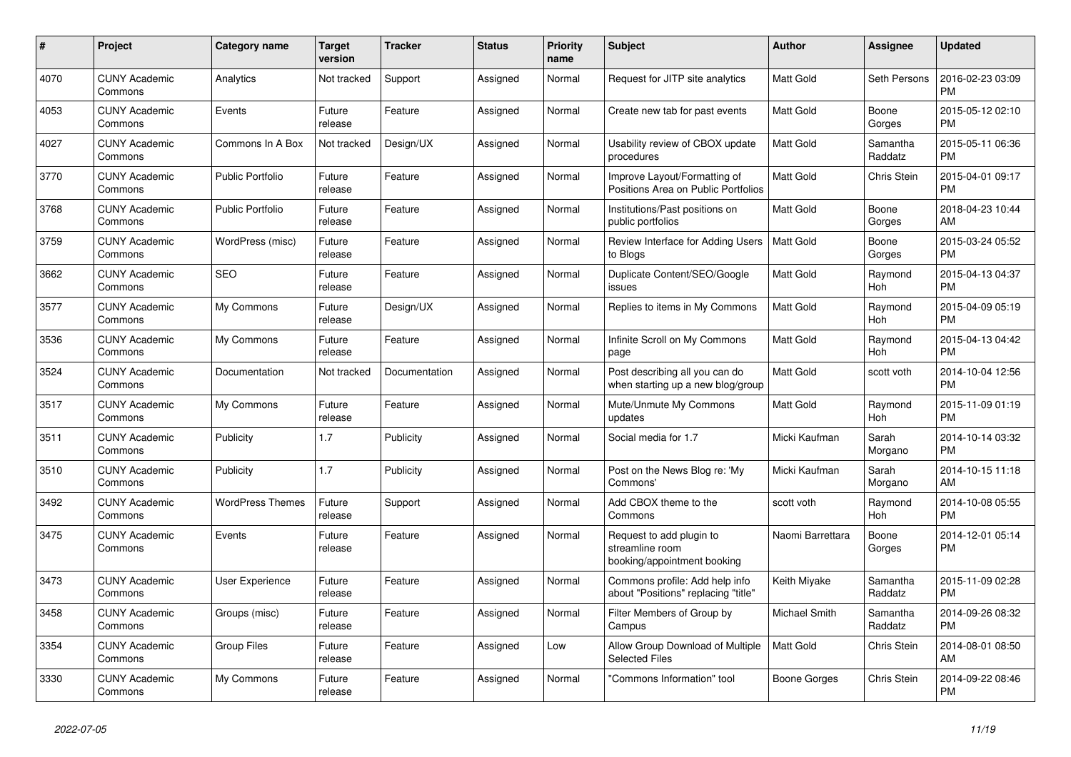| # | Project | Category name | Target version | Tracker | Status | Priority name | Subject | Author | Assignee | Updated |
|---|---|---|---|---|---|---|---|---|---|---|
| 4070 | CUNY Academic Commons | Analytics | Not tracked | Support | Assigned | Normal | Request for JITP site analytics | Matt Gold | Seth Persons | 2016-02-23 03:09 PM |
| 4053 | CUNY Academic Commons | Events | Future release | Feature | Assigned | Normal | Create new tab for past events | Matt Gold | Boone Gorges | 2015-05-12 02:10 PM |
| 4027 | CUNY Academic Commons | Commons In A Box | Not tracked | Design/UX | Assigned | Normal | Usability review of CBOX update procedures | Matt Gold | Samantha Raddatz | 2015-05-11 06:36 PM |
| 3770 | CUNY Academic Commons | Public Portfolio | Future release | Feature | Assigned | Normal | Improve Layout/Formatting of Positions Area on Public Portfolios | Matt Gold | Chris Stein | 2015-04-01 09:17 PM |
| 3768 | CUNY Academic Commons | Public Portfolio | Future release | Feature | Assigned | Normal | Institutions/Past positions on public portfolios | Matt Gold | Boone Gorges | 2018-04-23 10:44 AM |
| 3759 | CUNY Academic Commons | WordPress (misc) | Future release | Feature | Assigned | Normal | Review Interface for Adding Users to Blogs | Matt Gold | Boone Gorges | 2015-03-24 05:52 PM |
| 3662 | CUNY Academic Commons | SEO | Future release | Feature | Assigned | Normal | Duplicate Content/SEO/Google issues | Matt Gold | Raymond Hoh | 2015-04-13 04:37 PM |
| 3577 | CUNY Academic Commons | My Commons | Future release | Design/UX | Assigned | Normal | Replies to items in My Commons | Matt Gold | Raymond Hoh | 2015-04-09 05:19 PM |
| 3536 | CUNY Academic Commons | My Commons | Future release | Feature | Assigned | Normal | Infinite Scroll on My Commons page | Matt Gold | Raymond Hoh | 2015-04-13 04:42 PM |
| 3524 | CUNY Academic Commons | Documentation | Not tracked | Documentation | Assigned | Normal | Post describing all you can do when starting up a new blog/group | Matt Gold | scott voth | 2014-10-04 12:56 PM |
| 3517 | CUNY Academic Commons | My Commons | Future release | Feature | Assigned | Normal | Mute/Unmute My Commons updates | Matt Gold | Raymond Hoh | 2015-11-09 01:19 PM |
| 3511 | CUNY Academic Commons | Publicity | 1.7 | Publicity | Assigned | Normal | Social media for 1.7 | Micki Kaufman | Sarah Morgano | 2014-10-14 03:32 PM |
| 3510 | CUNY Academic Commons | Publicity | 1.7 | Publicity | Assigned | Normal | Post on the News Blog re: 'My Commons' | Micki Kaufman | Sarah Morgano | 2014-10-15 11:18 AM |
| 3492 | CUNY Academic Commons | WordPress Themes | Future release | Support | Assigned | Normal | Add CBOX theme to the Commons | scott voth | Raymond Hoh | 2014-10-08 05:55 PM |
| 3475 | CUNY Academic Commons | Events | Future release | Feature | Assigned | Normal | Request to add plugin to streamline room booking/appointment booking | Naomi Barrettara | Boone Gorges | 2014-12-01 05:14 PM |
| 3473 | CUNY Academic Commons | User Experience | Future release | Feature | Assigned | Normal | Commons profile: Add help info about "Positions" replacing "title" | Keith Miyake | Samantha Raddatz | 2015-11-09 02:28 PM |
| 3458 | CUNY Academic Commons | Groups (misc) | Future release | Feature | Assigned | Normal | Filter Members of Group by Campus | Michael Smith | Samantha Raddatz | 2014-09-26 08:32 PM |
| 3354 | CUNY Academic Commons | Group Files | Future release | Feature | Assigned | Low | Allow Group Download of Multiple Selected Files | Matt Gold | Chris Stein | 2014-08-01 08:50 AM |
| 3330 | CUNY Academic Commons | My Commons | Future release | Feature | Assigned | Normal | "Commons Information" tool | Boone Gorges | Chris Stein | 2014-09-22 08:46 PM |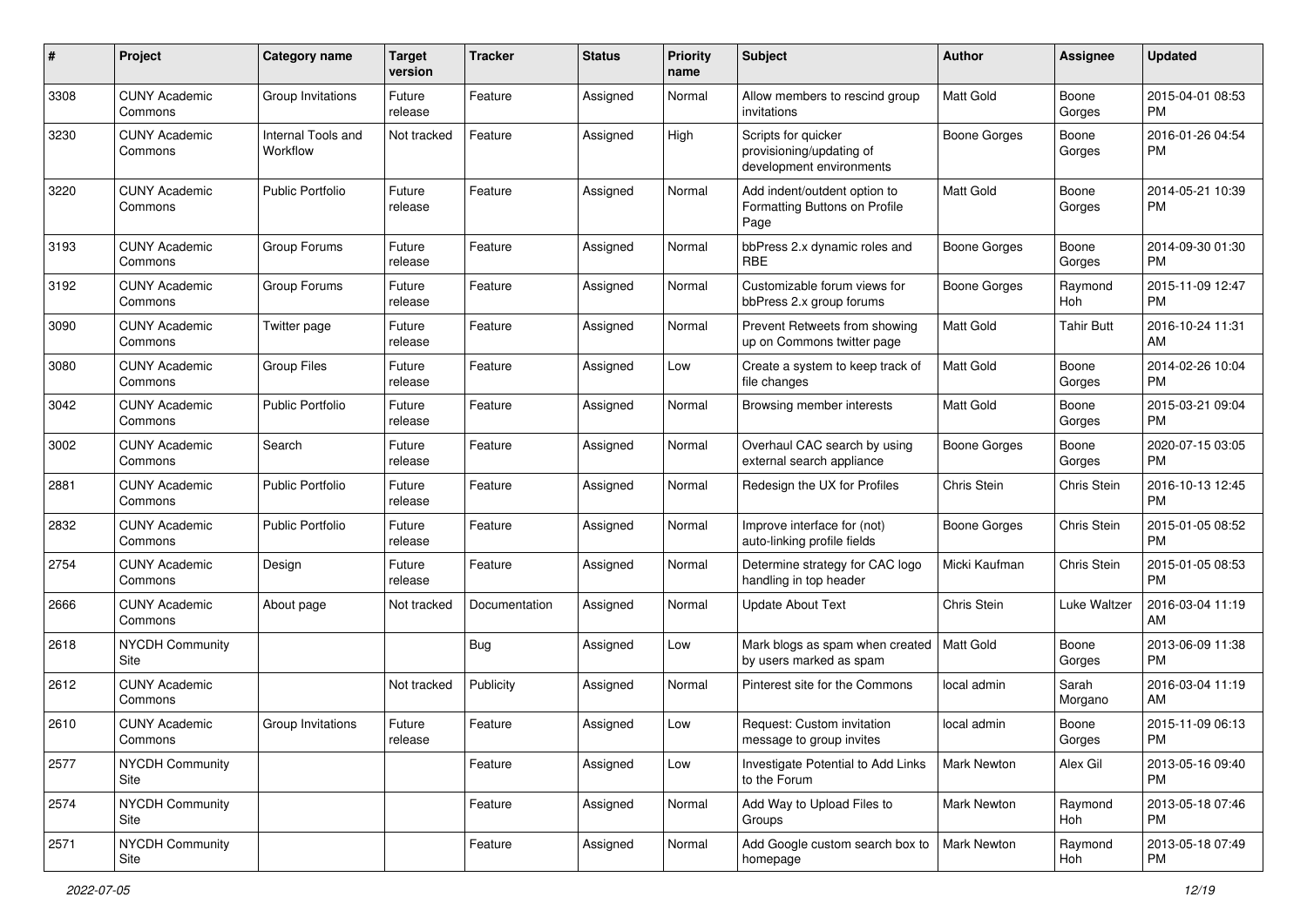| # | Project | Category name | Target version | Tracker | Status | Priority name | Subject | Author | Assignee | Updated |
|---|---|---|---|---|---|---|---|---|---|---|
| 3308 | CUNY Academic Commons | Group Invitations | Future release | Feature | Assigned | Normal | Allow members to rescind group invitations | Matt Gold | Boone Gorges | 2015-04-01 08:53 PM |
| 3230 | CUNY Academic Commons | Internal Tools and Workflow | Not tracked | Feature | Assigned | High | Scripts for quicker provisioning/updating of development environments | Boone Gorges | Boone Gorges | 2016-01-26 04:54 PM |
| 3220 | CUNY Academic Commons | Public Portfolio | Future release | Feature | Assigned | Normal | Add indent/outdent option to Formatting Buttons on Profile Page | Matt Gold | Boone Gorges | 2014-05-21 10:39 PM |
| 3193 | CUNY Academic Commons | Group Forums | Future release | Feature | Assigned | Normal | bbPress 2.x dynamic roles and RBE | Boone Gorges | Boone Gorges | 2014-09-30 01:30 PM |
| 3192 | CUNY Academic Commons | Group Forums | Future release | Feature | Assigned | Normal | Customizable forum views for bbPress 2.x group forums | Boone Gorges | Raymond Hoh | 2015-11-09 12:47 PM |
| 3090 | CUNY Academic Commons | Twitter page | Future release | Feature | Assigned | Normal | Prevent Retweets from showing up on Commons twitter page | Matt Gold | Tahir Butt | 2016-10-24 11:31 AM |
| 3080 | CUNY Academic Commons | Group Files | Future release | Feature | Assigned | Low | Create a system to keep track of file changes | Matt Gold | Boone Gorges | 2014-02-26 10:04 PM |
| 3042 | CUNY Academic Commons | Public Portfolio | Future release | Feature | Assigned | Normal | Browsing member interests | Matt Gold | Boone Gorges | 2015-03-21 09:04 PM |
| 3002 | CUNY Academic Commons | Search | Future release | Feature | Assigned | Normal | Overhaul CAC search by using external search appliance | Boone Gorges | Boone Gorges | 2020-07-15 03:05 PM |
| 2881 | CUNY Academic Commons | Public Portfolio | Future release | Feature | Assigned | Normal | Redesign the UX for Profiles | Chris Stein | Chris Stein | 2016-10-13 12:45 PM |
| 2832 | CUNY Academic Commons | Public Portfolio | Future release | Feature | Assigned | Normal | Improve interface for (not) auto-linking profile fields | Boone Gorges | Chris Stein | 2015-01-05 08:52 PM |
| 2754 | CUNY Academic Commons | Design | Future release | Feature | Assigned | Normal | Determine strategy for CAC logo handling in top header | Micki Kaufman | Chris Stein | 2015-01-05 08:53 PM |
| 2666 | CUNY Academic Commons | About page | Not tracked | Documentation | Assigned | Normal | Update About Text | Chris Stein | Luke Waltzer | 2016-03-04 11:19 AM |
| 2618 | NYCDH Community Site | | | Bug | Assigned | Low | Mark blogs as spam when created by users marked as spam | Matt Gold | Boone Gorges | 2013-06-09 11:38 PM |
| 2612 | CUNY Academic Commons | | Not tracked | Publicity | Assigned | Normal | Pinterest site for the Commons | local admin | Sarah Morgano | 2016-03-04 11:19 AM |
| 2610 | CUNY Academic Commons | Group Invitations | Future release | Feature | Assigned | Low | Request: Custom invitation message to group invites | local admin | Boone Gorges | 2015-11-09 06:13 PM |
| 2577 | NYCDH Community Site | | | Feature | Assigned | Low | Investigate Potential to Add Links to the Forum | Mark Newton | Alex Gil | 2013-05-16 09:40 PM |
| 2574 | NYCDH Community Site | | | Feature | Assigned | Normal | Add Way to Upload Files to Groups | Mark Newton | Raymond Hoh | 2013-05-18 07:46 PM |
| 2571 | NYCDH Community Site | | | Feature | Assigned | Normal | Add Google custom search box to homepage | Mark Newton | Raymond Hoh | 2013-05-18 07:49 PM |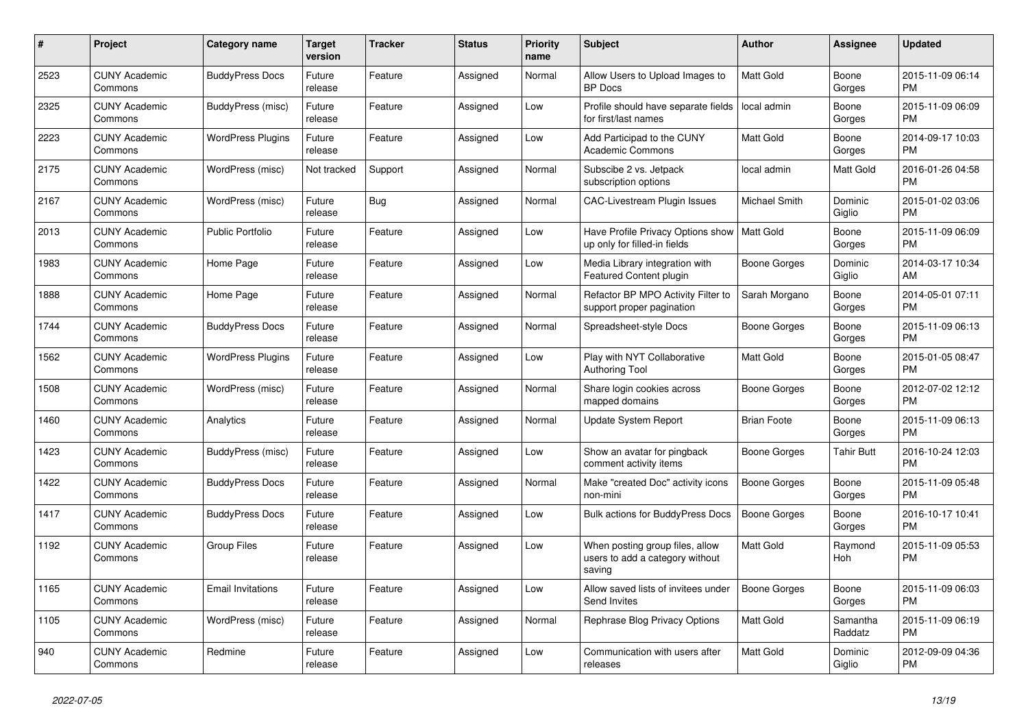| # | Project | Category name | Target version | Tracker | Status | Priority name | Subject | Author | Assignee | Updated |
|---|---|---|---|---|---|---|---|---|---|---|
| 2523 | CUNY Academic Commons | BuddyPress Docs | Future release | Feature | Assigned | Normal | Allow Users to Upload Images to BP Docs | Matt Gold | Boone Gorges | 2015-11-09 06:14 PM |
| 2325 | CUNY Academic Commons | BuddyPress (misc) | Future release | Feature | Assigned | Low | Profile should have separate fields for first/last names | local admin | Boone Gorges | 2015-11-09 06:09 PM |
| 2223 | CUNY Academic Commons | WordPress Plugins | Future release | Feature | Assigned | Low | Add Participad to the CUNY Academic Commons | Matt Gold | Boone Gorges | 2014-09-17 10:03 PM |
| 2175 | CUNY Academic Commons | WordPress (misc) | Not tracked | Support | Assigned | Normal | Subscibe 2 vs. Jetpack subscription options | local admin | Matt Gold | 2016-01-26 04:58 PM |
| 2167 | CUNY Academic Commons | WordPress (misc) | Future release | Bug | Assigned | Normal | CAC-Livestream Plugin Issues | Michael Smith | Dominic Giglio | 2015-01-02 03:06 PM |
| 2013 | CUNY Academic Commons | Public Portfolio | Future release | Feature | Assigned | Low | Have Profile Privacy Options show up only for filled-in fields | Matt Gold | Boone Gorges | 2015-11-09 06:09 PM |
| 1983 | CUNY Academic Commons | Home Page | Future release | Feature | Assigned | Low | Media Library integration with Featured Content plugin | Boone Gorges | Dominic Giglio | 2014-03-17 10:34 AM |
| 1888 | CUNY Academic Commons | Home Page | Future release | Feature | Assigned | Normal | Refactor BP MPO Activity Filter to support proper pagination | Sarah Morgano | Boone Gorges | 2014-05-01 07:11 PM |
| 1744 | CUNY Academic Commons | BuddyPress Docs | Future release | Feature | Assigned | Normal | Spreadsheet-style Docs | Boone Gorges | Boone Gorges | 2015-11-09 06:13 PM |
| 1562 | CUNY Academic Commons | WordPress Plugins | Future release | Feature | Assigned | Low | Play with NYT Collaborative Authoring Tool | Matt Gold | Boone Gorges | 2015-01-05 08:47 PM |
| 1508 | CUNY Academic Commons | WordPress (misc) | Future release | Feature | Assigned | Normal | Share login cookies across mapped domains | Boone Gorges | Boone Gorges | 2012-07-02 12:12 PM |
| 1460 | CUNY Academic Commons | Analytics | Future release | Feature | Assigned | Normal | Update System Report | Brian Foote | Boone Gorges | 2015-11-09 06:13 PM |
| 1423 | CUNY Academic Commons | BuddyPress (misc) | Future release | Feature | Assigned | Low | Show an avatar for pingback comment activity items | Boone Gorges | Tahir Butt | 2016-10-24 12:03 PM |
| 1422 | CUNY Academic Commons | BuddyPress Docs | Future release | Feature | Assigned | Normal | Make "created Doc" activity icons non-mini | Boone Gorges | Boone Gorges | 2015-11-09 05:48 PM |
| 1417 | CUNY Academic Commons | BuddyPress Docs | Future release | Feature | Assigned | Low | Bulk actions for BuddyPress Docs | Boone Gorges | Boone Gorges | 2016-10-17 10:41 PM |
| 1192 | CUNY Academic Commons | Group Files | Future release | Feature | Assigned | Low | When posting group files, allow users to add a category without saving | Matt Gold | Raymond Hoh | 2015-11-09 05:53 PM |
| 1165 | CUNY Academic Commons | Email Invitations | Future release | Feature | Assigned | Low | Allow saved lists of invitees under Send Invites | Boone Gorges | Boone Gorges | 2015-11-09 06:03 PM |
| 1105 | CUNY Academic Commons | WordPress (misc) | Future release | Feature | Assigned | Normal | Rephrase Blog Privacy Options | Matt Gold | Samantha Raddatz | 2015-11-09 06:19 PM |
| 940 | CUNY Academic Commons | Redmine | Future release | Feature | Assigned | Low | Communication with users after releases | Matt Gold | Dominic Giglio | 2012-09-09 04:36 PM |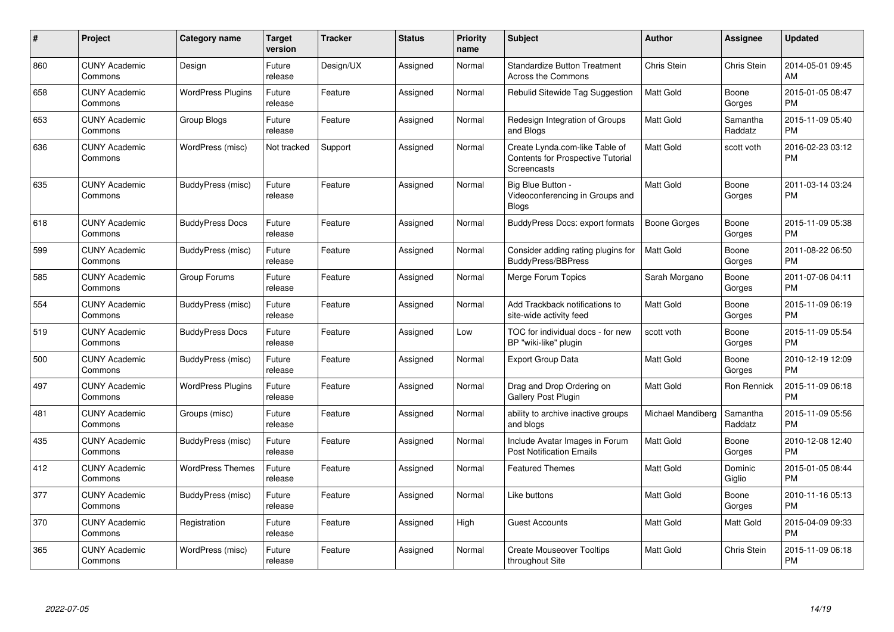| # | Project | Category name | Target version | Tracker | Status | Priority name | Subject | Author | Assignee | Updated |
|---|---|---|---|---|---|---|---|---|---|---|
| 860 | CUNY Academic Commons | Design | Future release | Design/UX | Assigned | Normal | Standardize Button Treatment Across the Commons | Chris Stein | Chris Stein | 2014-05-01 09:45 AM |
| 658 | CUNY Academic Commons | WordPress Plugins | Future release | Feature | Assigned | Normal | Rebulid Sitewide Tag Suggestion | Matt Gold | Boone Gorges | 2015-01-05 08:47 PM |
| 653 | CUNY Academic Commons | Group Blogs | Future release | Feature | Assigned | Normal | Redesign Integration of Groups and Blogs | Matt Gold | Samantha Raddatz | 2015-11-09 05:40 PM |
| 636 | CUNY Academic Commons | WordPress (misc) | Not tracked | Support | Assigned | Normal | Create Lynda.com-like Table of Contents for Prospective Tutorial Screencasts | Matt Gold | scott voth | 2016-02-23 03:12 PM |
| 635 | CUNY Academic Commons | BuddyPress (misc) | Future release | Feature | Assigned | Normal | Big Blue Button - Videoconferencing in Groups and Blogs | Matt Gold | Boone Gorges | 2011-03-14 03:24 PM |
| 618 | CUNY Academic Commons | BuddyPress Docs | Future release | Feature | Assigned | Normal | BuddyPress Docs: export formats | Boone Gorges | Boone Gorges | 2015-11-09 05:38 PM |
| 599 | CUNY Academic Commons | BuddyPress (misc) | Future release | Feature | Assigned | Normal | Consider adding rating plugins for BuddyPress/BBPress | Matt Gold | Boone Gorges | 2011-08-22 06:50 PM |
| 585 | CUNY Academic Commons | Group Forums | Future release | Feature | Assigned | Normal | Merge Forum Topics | Sarah Morgano | Boone Gorges | 2011-07-06 04:11 PM |
| 554 | CUNY Academic Commons | BuddyPress (misc) | Future release | Feature | Assigned | Normal | Add Trackback notifications to site-wide activity feed | Matt Gold | Boone Gorges | 2015-11-09 06:19 PM |
| 519 | CUNY Academic Commons | BuddyPress Docs | Future release | Feature | Assigned | Low | TOC for individual docs - for new BP "wiki-like" plugin | scott voth | Boone Gorges | 2015-11-09 05:54 PM |
| 500 | CUNY Academic Commons | BuddyPress (misc) | Future release | Feature | Assigned | Normal | Export Group Data | Matt Gold | Boone Gorges | 2010-12-19 12:09 PM |
| 497 | CUNY Academic Commons | WordPress Plugins | Future release | Feature | Assigned | Normal | Drag and Drop Ordering on Gallery Post Plugin | Matt Gold | Ron Rennick | 2015-11-09 06:18 PM |
| 481 | CUNY Academic Commons | Groups (misc) | Future release | Feature | Assigned | Normal | ability to archive inactive groups and blogs | Michael Mandiberg | Samantha Raddatz | 2015-11-09 05:56 PM |
| 435 | CUNY Academic Commons | BuddyPress (misc) | Future release | Feature | Assigned | Normal | Include Avatar Images in Forum Post Notification Emails | Matt Gold | Boone Gorges | 2010-12-08 12:40 PM |
| 412 | CUNY Academic Commons | WordPress Themes | Future release | Feature | Assigned | Normal | Featured Themes | Matt Gold | Dominic Giglio | 2015-01-05 08:44 PM |
| 377 | CUNY Academic Commons | BuddyPress (misc) | Future release | Feature | Assigned | Normal | Like buttons | Matt Gold | Boone Gorges | 2010-11-16 05:13 PM |
| 370 | CUNY Academic Commons | Registration | Future release | Feature | Assigned | High | Guest Accounts | Matt Gold | Matt Gold | 2015-04-09 09:33 PM |
| 365 | CUNY Academic Commons | WordPress (misc) | Future release | Feature | Assigned | Normal | Create Mouseover Tooltips throughout Site | Matt Gold | Chris Stein | 2015-11-09 06:18 PM |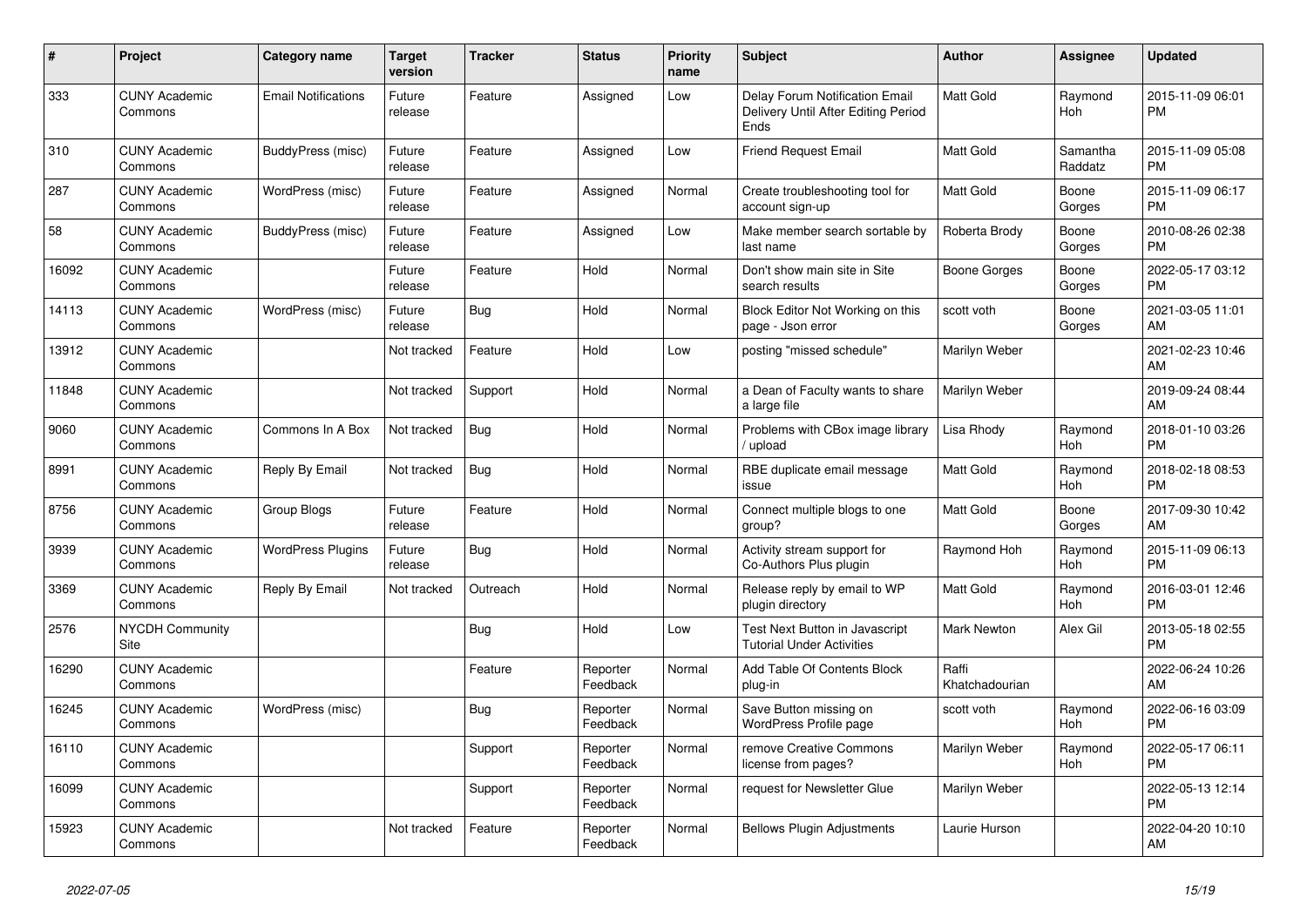| # | Project | Category name | Target version | Tracker | Status | Priority name | Subject | Author | Assignee | Updated |
|---|---|---|---|---|---|---|---|---|---|---|
| 333 | CUNY Academic Commons | Email Notifications | Future release | Feature | Assigned | Low | Delay Forum Notification Email Delivery Until After Editing Period Ends | Matt Gold | Raymond Hoh | 2015-11-09 06:01 PM |
| 310 | CUNY Academic Commons | BuddyPress (misc) | Future release | Feature | Assigned | Low | Friend Request Email | Matt Gold | Samantha Raddatz | 2015-11-09 05:08 PM |
| 287 | CUNY Academic Commons | WordPress (misc) | Future release | Feature | Assigned | Normal | Create troubleshooting tool for account sign-up | Matt Gold | Boone Gorges | 2015-11-09 06:17 PM |
| 58 | CUNY Academic Commons | BuddyPress (misc) | Future release | Feature | Assigned | Low | Make member search sortable by last name | Roberta Brody | Boone Gorges | 2010-08-26 02:38 PM |
| 16092 | CUNY Academic Commons | | Future release | Feature | Hold | Normal | Don't show main site in Site search results | Boone Gorges | Boone Gorges | 2022-05-17 03:12 PM |
| 14113 | CUNY Academic Commons | WordPress (misc) | Future release | Bug | Hold | Normal | Block Editor Not Working on this page - Json error | scott voth | Boone Gorges | 2021-03-05 11:01 AM |
| 13912 | CUNY Academic Commons | | Not tracked | Feature | Hold | Low | posting "missed schedule" | Marilyn Weber | | 2021-02-23 10:46 AM |
| 11848 | CUNY Academic Commons | | Not tracked | Support | Hold | Normal | a Dean of Faculty wants to share a large file | Marilyn Weber | | 2019-09-24 08:44 AM |
| 9060 | CUNY Academic Commons | Commons In A Box | Not tracked | Bug | Hold | Normal | Problems with CBox image library / upload | Lisa Rhody | Raymond Hoh | 2018-01-10 03:26 PM |
| 8991 | CUNY Academic Commons | Reply By Email | Not tracked | Bug | Hold | Normal | RBE duplicate email message issue | Matt Gold | Raymond Hoh | 2018-02-18 08:53 PM |
| 8756 | CUNY Academic Commons | Group Blogs | Future release | Feature | Hold | Normal | Connect multiple blogs to one group? | Matt Gold | Boone Gorges | 2017-09-30 10:42 AM |
| 3939 | CUNY Academic Commons | WordPress Plugins | Future release | Bug | Hold | Normal | Activity stream support for Co-Authors Plus plugin | Raymond Hoh | Raymond Hoh | 2015-11-09 06:13 PM |
| 3369 | CUNY Academic Commons | Reply By Email | Not tracked | Outreach | Hold | Normal | Release reply by email to WP plugin directory | Matt Gold | Raymond Hoh | 2016-03-01 12:46 PM |
| 2576 | NYCDH Community Site | | | Bug | Hold | Low | Test Next Button in Javascript Tutorial Under Activities | Mark Newton | Alex Gil | 2013-05-18 02:55 PM |
| 16290 | CUNY Academic Commons | | | Feature | Reporter Feedback | Normal | Add Table Of Contents Block plug-in | Raffi Khatchadourian | | 2022-06-24 10:26 AM |
| 16245 | CUNY Academic Commons | WordPress (misc) | | Bug | Reporter Feedback | Normal | Save Button missing on WordPress Profile page | scott voth | Raymond Hoh | 2022-06-16 03:09 PM |
| 16110 | CUNY Academic Commons | | | Support | Reporter Feedback | Normal | remove Creative Commons license from pages? | Marilyn Weber | Raymond Hoh | 2022-05-17 06:11 PM |
| 16099 | CUNY Academic Commons | | | Support | Reporter Feedback | Normal | request for Newsletter Glue | Marilyn Weber | | 2022-05-13 12:14 PM |
| 15923 | CUNY Academic Commons | | Not tracked | Feature | Reporter Feedback | Normal | Bellows Plugin Adjustments | Laurie Hurson | | 2022-04-20 10:10 AM |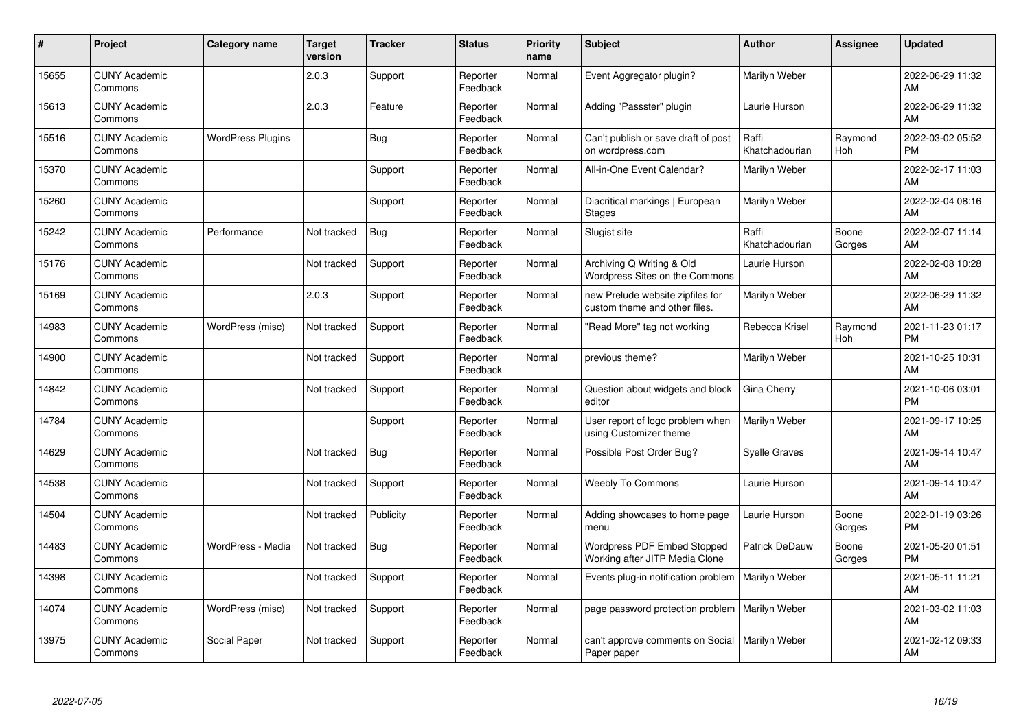| # | Project | Category name | Target version | Tracker | Status | Priority name | Subject | Author | Assignee | Updated |
|---|---|---|---|---|---|---|---|---|---|---|
| 15655 | CUNY Academic Commons | | 2.0.3 | Support | Reporter Feedback | Normal | Event Aggregator plugin? | Marilyn Weber | | 2022-06-29 11:32 AM |
| 15613 | CUNY Academic Commons | | 2.0.3 | Feature | Reporter Feedback | Normal | Adding "Passster" plugin | Laurie Hurson | | 2022-06-29 11:32 AM |
| 15516 | CUNY Academic Commons | WordPress Plugins | | Bug | Reporter Feedback | Normal | Can't publish or save draft of post on wordpress.com | Raffi Khatchadourian | Raymond Hoh | 2022-03-02 05:52 PM |
| 15370 | CUNY Academic Commons | | | Support | Reporter Feedback | Normal | All-in-One Event Calendar? | Marilyn Weber | | 2022-02-17 11:03 AM |
| 15260 | CUNY Academic Commons | | | Support | Reporter Feedback | Normal | Diacritical markings \| European Stages | Marilyn Weber | | 2022-02-04 08:16 AM |
| 15242 | CUNY Academic Commons | Performance | Not tracked | Bug | Reporter Feedback | Normal | Slugist site | Raffi Khatchadourian | Boone Gorges | 2022-02-07 11:14 AM |
| 15176 | CUNY Academic Commons | | Not tracked | Support | Reporter Feedback | Normal | Archiving Q Writing & Old Wordpress Sites on the Commons | Laurie Hurson | | 2022-02-08 10:28 AM |
| 15169 | CUNY Academic Commons | | 2.0.3 | Support | Reporter Feedback | Normal | new Prelude website zipfiles for custom theme and other files. | Marilyn Weber | | 2022-06-29 11:32 AM |
| 14983 | CUNY Academic Commons | WordPress (misc) | Not tracked | Support | Reporter Feedback | Normal | "Read More" tag not working | Rebecca Krisel | Raymond Hoh | 2021-11-23 01:17 PM |
| 14900 | CUNY Academic Commons | | Not tracked | Support | Reporter Feedback | Normal | previous theme? | Marilyn Weber | | 2021-10-25 10:31 AM |
| 14842 | CUNY Academic Commons | | Not tracked | Support | Reporter Feedback | Normal | Question about widgets and block editor | Gina Cherry | | 2021-10-06 03:01 PM |
| 14784 | CUNY Academic Commons | | | Support | Reporter Feedback | Normal | User report of logo problem when using Customizer theme | Marilyn Weber | | 2021-09-17 10:25 AM |
| 14629 | CUNY Academic Commons | | Not tracked | Bug | Reporter Feedback | Normal | Possible Post Order Bug? | Syelle Graves | | 2021-09-14 10:47 AM |
| 14538 | CUNY Academic Commons | | Not tracked | Support | Reporter Feedback | Normal | Weebly To Commons | Laurie Hurson | | 2021-09-14 10:47 AM |
| 14504 | CUNY Academic Commons | | Not tracked | Publicity | Reporter Feedback | Normal | Adding showcases to home page menu | Laurie Hurson | Boone Gorges | 2022-01-19 03:26 PM |
| 14483 | CUNY Academic Commons | WordPress - Media | Not tracked | Bug | Reporter Feedback | Normal | Wordpress PDF Embed Stopped Working after JITP Media Clone | Patrick DeDauw | Boone Gorges | 2021-05-20 01:51 PM |
| 14398 | CUNY Academic Commons | | Not tracked | Support | Reporter Feedback | Normal | Events plug-in notification problem | Marilyn Weber | | 2021-05-11 11:21 AM |
| 14074 | CUNY Academic Commons | WordPress (misc) | Not tracked | Support | Reporter Feedback | Normal | page password protection problem | Marilyn Weber | | 2021-03-02 11:03 AM |
| 13975 | CUNY Academic Commons | Social Paper | Not tracked | Support | Reporter Feedback | Normal | can't approve comments on Social Paper paper | Marilyn Weber | | 2021-02-12 09:33 AM |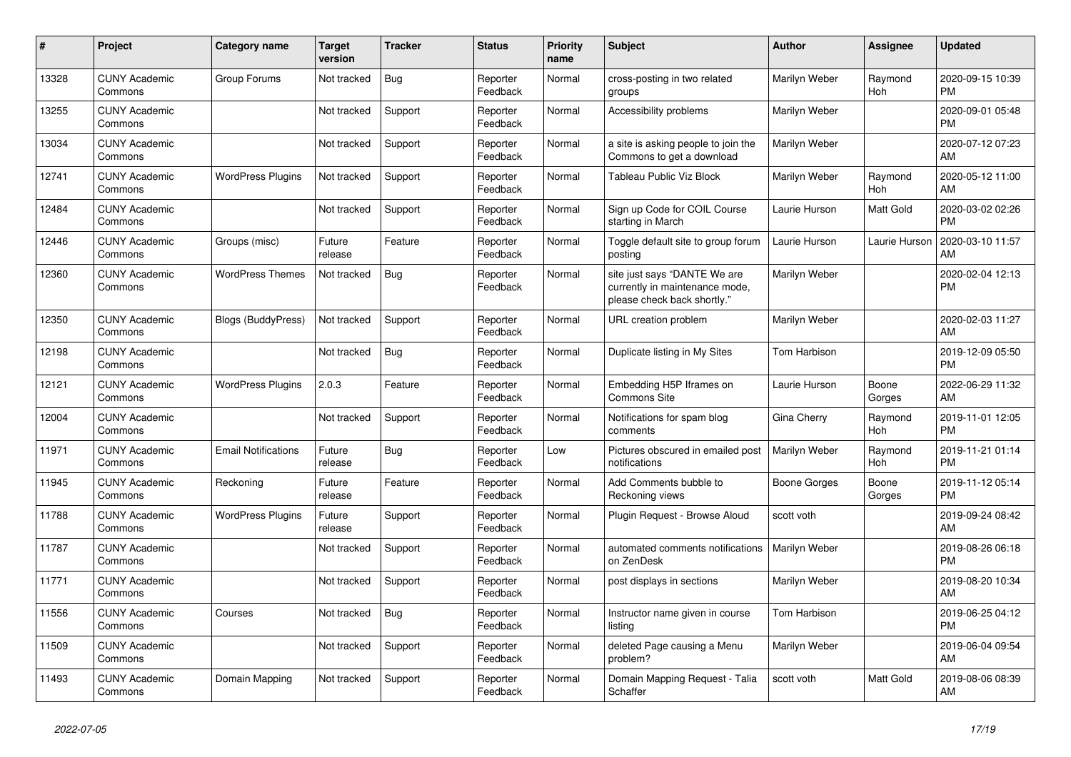| # | Project | Category name | Target version | Tracker | Status | Priority name | Subject | Author | Assignee | Updated |
|---|---|---|---|---|---|---|---|---|---|---|
| 13328 | CUNY Academic Commons | Group Forums | Not tracked | Bug | Reporter Feedback | Normal | cross-posting in two related groups | Marilyn Weber | Raymond Hoh | 2020-09-15 10:39 PM |
| 13255 | CUNY Academic Commons | | Not tracked | Support | Reporter Feedback | Normal | Accessibility problems | Marilyn Weber | | 2020-09-01 05:48 PM |
| 13034 | CUNY Academic Commons | | Not tracked | Support | Reporter Feedback | Normal | a site is asking people to join the Commons to get a download | Marilyn Weber | | 2020-07-12 07:23 AM |
| 12741 | CUNY Academic Commons | WordPress Plugins | Not tracked | Support | Reporter Feedback | Normal | Tableau Public Viz Block | Marilyn Weber | Raymond Hoh | 2020-05-12 11:00 AM |
| 12484 | CUNY Academic Commons | | Not tracked | Support | Reporter Feedback | Normal | Sign up Code for COIL Course starting in March | Laurie Hurson | Matt Gold | 2020-03-02 02:26 PM |
| 12446 | CUNY Academic Commons | Groups (misc) | Future release | Feature | Reporter Feedback | Normal | Toggle default site to group forum posting | Laurie Hurson | Laurie Hurson | 2020-03-10 11:57 AM |
| 12360 | CUNY Academic Commons | WordPress Themes | Not tracked | Bug | Reporter Feedback | Normal | site just says "DANTE We are currently in maintenance mode, please check back shortly." | Marilyn Weber | | 2020-02-04 12:13 PM |
| 12350 | CUNY Academic Commons | Blogs (BuddyPress) | Not tracked | Support | Reporter Feedback | Normal | URL creation problem | Marilyn Weber | | 2020-02-03 11:27 AM |
| 12198 | CUNY Academic Commons | | Not tracked | Bug | Reporter Feedback | Normal | Duplicate listing in My Sites | Tom Harbison | | 2019-12-09 05:50 PM |
| 12121 | CUNY Academic Commons | WordPress Plugins | 2.0.3 | Feature | Reporter Feedback | Normal | Embedding H5P Iframes on Commons Site | Laurie Hurson | Boone Gorges | 2022-06-29 11:32 AM |
| 12004 | CUNY Academic Commons | | Not tracked | Support | Reporter Feedback | Normal | Notifications for spam blog comments | Gina Cherry | Raymond Hoh | 2019-11-01 12:05 PM |
| 11971 | CUNY Academic Commons | Email Notifications | Future release | Bug | Reporter Feedback | Low | Pictures obscured in emailed post notifications | Marilyn Weber | Raymond Hoh | 2019-11-21 01:14 PM |
| 11945 | CUNY Academic Commons | Reckoning | Future release | Feature | Reporter Feedback | Normal | Add Comments bubble to Reckoning views | Boone Gorges | Boone Gorges | 2019-11-12 05:14 PM |
| 11788 | CUNY Academic Commons | WordPress Plugins | Future release | Support | Reporter Feedback | Normal | Plugin Request - Browse Aloud | scott voth | | 2019-09-24 08:42 AM |
| 11787 | CUNY Academic Commons | | Not tracked | Support | Reporter Feedback | Normal | automated comments notifications on ZenDesk | Marilyn Weber | | 2019-08-26 06:18 PM |
| 11771 | CUNY Academic Commons | | Not tracked | Support | Reporter Feedback | Normal | post displays in sections | Marilyn Weber | | 2019-08-20 10:34 AM |
| 11556 | CUNY Academic Commons | Courses | Not tracked | Bug | Reporter Feedback | Normal | Instructor name given in course listing | Tom Harbison | | 2019-06-25 04:12 PM |
| 11509 | CUNY Academic Commons | | Not tracked | Support | Reporter Feedback | Normal | deleted Page causing a Menu problem? | Marilyn Weber | | 2019-06-04 09:54 AM |
| 11493 | CUNY Academic Commons | Domain Mapping | Not tracked | Support | Reporter Feedback | Normal | Domain Mapping Request - Talia Schaffer | scott voth | Matt Gold | 2019-08-06 08:39 AM |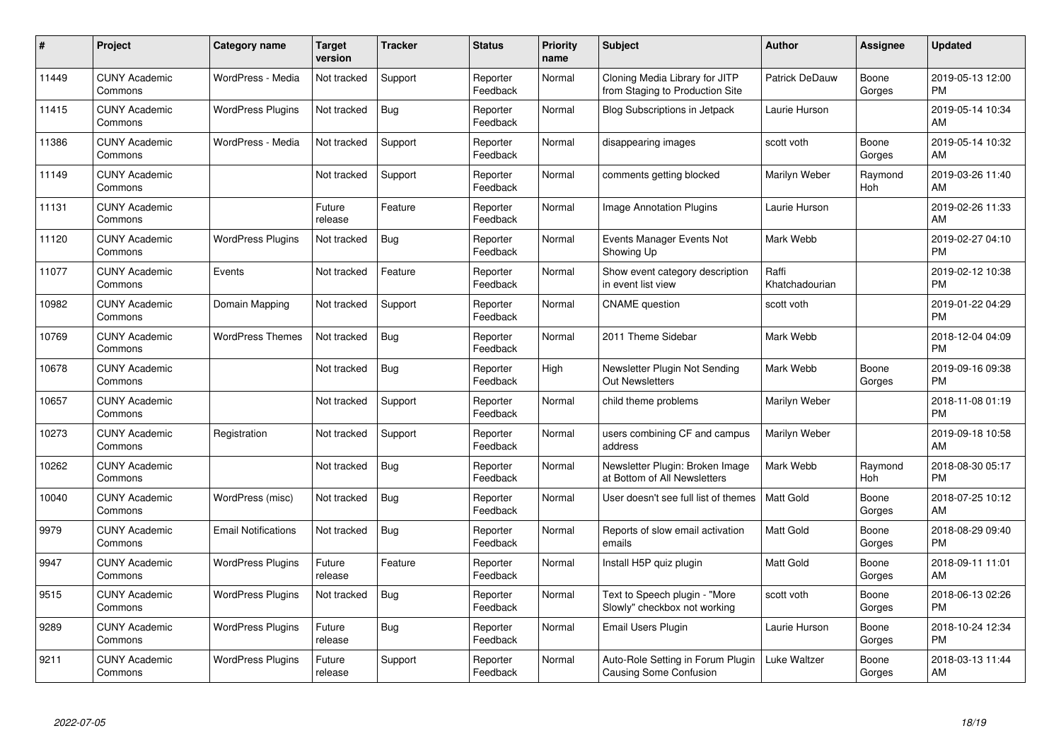| # | Project | Category name | Target version | Tracker | Status | Priority name | Subject | Author | Assignee | Updated |
|---|---|---|---|---|---|---|---|---|---|---|
| 11449 | CUNY Academic Commons | WordPress - Media | Not tracked | Support | Reporter Feedback | Normal | Cloning Media Library for JITP from Staging to Production Site | Patrick DeDauw | Boone Gorges | 2019-05-13 12:00 PM |
| 11415 | CUNY Academic Commons | WordPress Plugins | Not tracked | Bug | Reporter Feedback | Normal | Blog Subscriptions in Jetpack | Laurie Hurson | | 2019-05-14 10:34 AM |
| 11386 | CUNY Academic Commons | WordPress - Media | Not tracked | Support | Reporter Feedback | Normal | disappearing images | scott voth | Boone Gorges | 2019-05-14 10:32 AM |
| 11149 | CUNY Academic Commons | | Not tracked | Support | Reporter Feedback | Normal | comments getting blocked | Marilyn Weber | Raymond Hoh | 2019-03-26 11:40 AM |
| 11131 | CUNY Academic Commons | | Future release | Feature | Reporter Feedback | Normal | Image Annotation Plugins | Laurie Hurson | | 2019-02-26 11:33 AM |
| 11120 | CUNY Academic Commons | WordPress Plugins | Not tracked | Bug | Reporter Feedback | Normal | Events Manager Events Not Showing Up | Mark Webb | | 2019-02-27 04:10 PM |
| 11077 | CUNY Academic Commons | Events | Not tracked | Feature | Reporter Feedback | Normal | Show event category description in event list view | Raffi Khatchadourian | | 2019-02-12 10:38 PM |
| 10982 | CUNY Academic Commons | Domain Mapping | Not tracked | Support | Reporter Feedback | Normal | CNAME question | scott voth | | 2019-01-22 04:29 PM |
| 10769 | CUNY Academic Commons | WordPress Themes | Not tracked | Bug | Reporter Feedback | Normal | 2011 Theme Sidebar | Mark Webb | | 2018-12-04 04:09 PM |
| 10678 | CUNY Academic Commons | | Not tracked | Bug | Reporter Feedback | High | Newsletter Plugin Not Sending Out Newsletters | Mark Webb | Boone Gorges | 2019-09-16 09:38 PM |
| 10657 | CUNY Academic Commons | | Not tracked | Support | Reporter Feedback | Normal | child theme problems | Marilyn Weber | | 2018-11-08 01:19 PM |
| 10273 | CUNY Academic Commons | Registration | Not tracked | Support | Reporter Feedback | Normal | users combining CF and campus address | Marilyn Weber | | 2019-09-18 10:58 AM |
| 10262 | CUNY Academic Commons | | Not tracked | Bug | Reporter Feedback | Normal | Newsletter Plugin: Broken Image at Bottom of All Newsletters | Mark Webb | Raymond Hoh | 2018-08-30 05:17 PM |
| 10040 | CUNY Academic Commons | WordPress (misc) | Not tracked | Bug | Reporter Feedback | Normal | User doesn't see full list of themes | Matt Gold | Boone Gorges | 2018-07-25 10:12 AM |
| 9979 | CUNY Academic Commons | Email Notifications | Not tracked | Bug | Reporter Feedback | Normal | Reports of slow email activation emails | Matt Gold | Boone Gorges | 2018-08-29 09:40 PM |
| 9947 | CUNY Academic Commons | WordPress Plugins | Future release | Feature | Reporter Feedback | Normal | Install H5P quiz plugin | Matt Gold | Boone Gorges | 2018-09-11 11:01 AM |
| 9515 | CUNY Academic Commons | WordPress Plugins | Not tracked | Bug | Reporter Feedback | Normal | Text to Speech plugin - "More Slowly" checkbox not working | scott voth | Boone Gorges | 2018-06-13 02:26 PM |
| 9289 | CUNY Academic Commons | WordPress Plugins | Future release | Bug | Reporter Feedback | Normal | Email Users Plugin | Laurie Hurson | Boone Gorges | 2018-10-24 12:34 PM |
| 9211 | CUNY Academic Commons | WordPress Plugins | Future release | Support | Reporter Feedback | Normal | Auto-Role Setting in Forum Plugin Causing Some Confusion | Luke Waltzer | Boone Gorges | 2018-03-13 11:44 AM |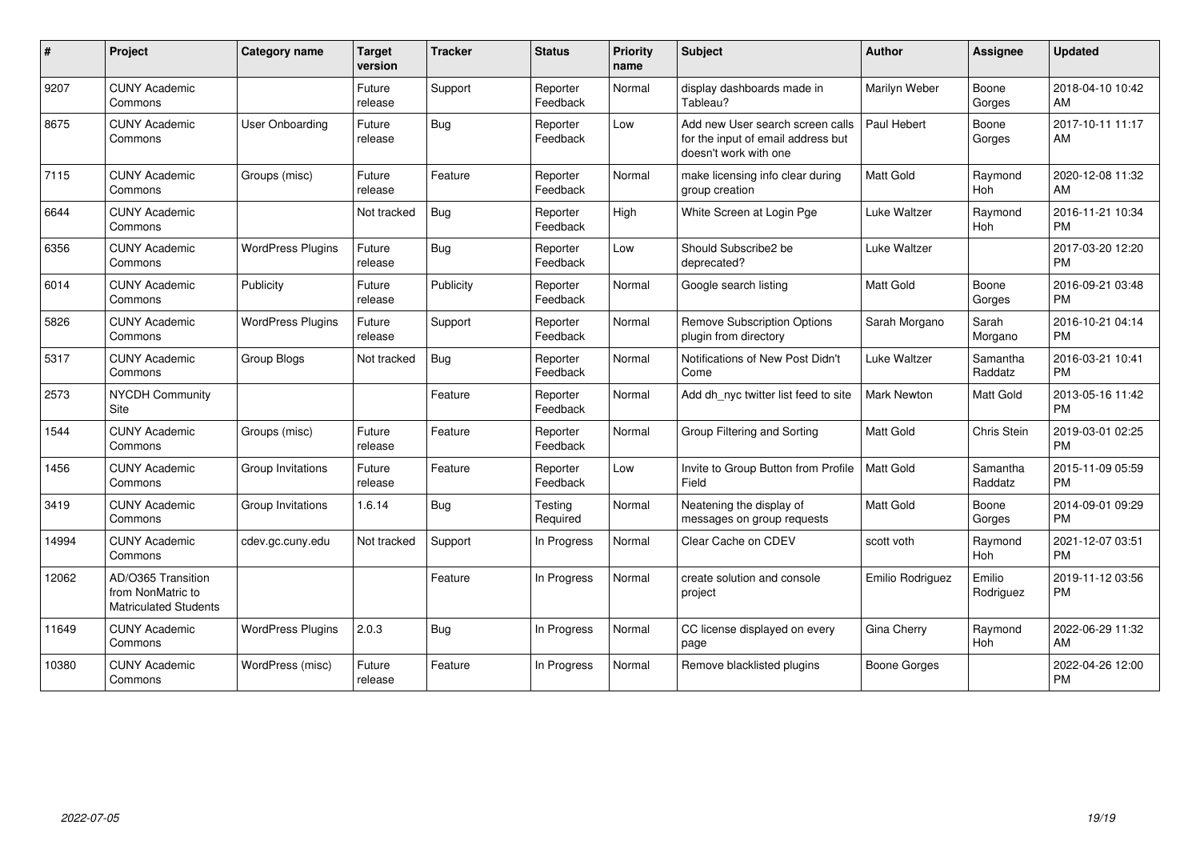| # | Project | Category name | Target version | Tracker | Status | Priority name | Subject | Author | Assignee | Updated |
|---|---|---|---|---|---|---|---|---|---|---|
| 9207 | CUNY Academic Commons | | Future release | Support | Reporter Feedback | Normal | display dashboards made in Tableau? | Marilyn Weber | Boone Gorges | 2018-04-10 10:42 AM |
| 8675 | CUNY Academic Commons | User Onboarding | Future release | Bug | Reporter Feedback | Low | Add new User search screen calls for the input of email address but doesn't work with one | Paul Hebert | Boone Gorges | 2017-10-11 11:17 AM |
| 7115 | CUNY Academic Commons | Groups (misc) | Future release | Feature | Reporter Feedback | Normal | make licensing info clear during group creation | Matt Gold | Raymond Hoh | 2020-12-08 11:32 AM |
| 6644 | CUNY Academic Commons | | Not tracked | Bug | Reporter Feedback | High | White Screen at Login Pge | Luke Waltzer | Raymond Hoh | 2016-11-21 10:34 PM |
| 6356 | CUNY Academic Commons | WordPress Plugins | Future release | Bug | Reporter Feedback | Low | Should Subscribe2 be deprecated? | Luke Waltzer | | 2017-03-20 12:20 PM |
| 6014 | CUNY Academic Commons | Publicity | Future release | Publicity | Reporter Feedback | Normal | Google search listing | Matt Gold | Boone Gorges | 2016-09-21 03:48 PM |
| 5826 | CUNY Academic Commons | WordPress Plugins | Future release | Support | Reporter Feedback | Normal | Remove Subscription Options plugin from directory | Sarah Morgano | Sarah Morgano | 2016-10-21 04:14 PM |
| 5317 | CUNY Academic Commons | Group Blogs | Not tracked | Bug | Reporter Feedback | Normal | Notifications of New Post Didn't Come | Luke Waltzer | Samantha Raddatz | 2016-03-21 10:41 PM |
| 2573 | NYCDH Community Site | | | Feature | Reporter Feedback | Normal | Add dh_nyc twitter list feed to site | Mark Newton | Matt Gold | 2013-05-16 11:42 PM |
| 1544 | CUNY Academic Commons | Groups (misc) | Future release | Feature | Reporter Feedback | Normal | Group Filtering and Sorting | Matt Gold | Chris Stein | 2019-03-01 02:25 PM |
| 1456 | CUNY Academic Commons | Group Invitations | Future release | Feature | Reporter Feedback | Low | Invite to Group Button from Profile Field | Matt Gold | Samantha Raddatz | 2015-11-09 05:59 PM |
| 3419 | CUNY Academic Commons | Group Invitations | 1.6.14 | Bug | Testing Required | Normal | Neatening the display of messages on group requests | Matt Gold | Boone Gorges | 2014-09-01 09:29 PM |
| 14994 | CUNY Academic Commons | cdev.gc.cuny.edu | Not tracked | Support | In Progress | Normal | Clear Cache on CDEV | scott voth | Raymond Hoh | 2021-12-07 03:51 PM |
| 12062 | AD/O365 Transition from NonMatric to Matriculated Students | | | Feature | In Progress | Normal | create solution and console project | Emilio Rodriguez | Emilio Rodriguez | 2019-11-12 03:56 PM |
| 11649 | CUNY Academic Commons | WordPress Plugins | 2.0.3 | Bug | In Progress | Normal | CC license displayed on every page | Gina Cherry | Raymond Hoh | 2022-06-29 11:32 AM |
| 10380 | CUNY Academic Commons | WordPress (misc) | Future release | Feature | In Progress | Normal | Remove blacklisted plugins | Boone Gorges | | 2022-04-26 12:00 PM |